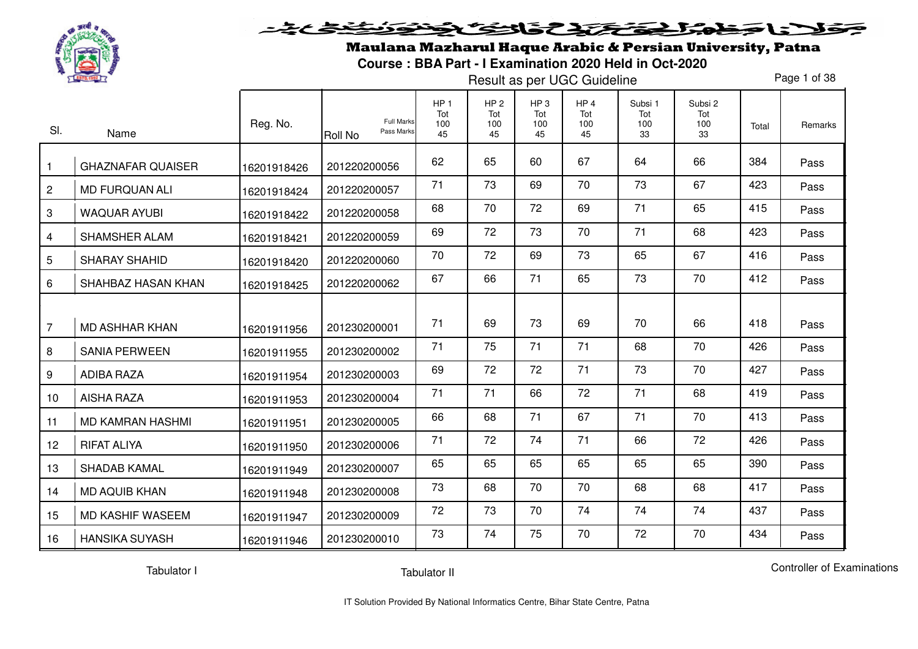# Maulana Mazharul Haque Arabic & Persian University, Patna

## Course : BBA Part - I Examination 2020 Held in Oct-2020

Result as per UGC Guideline

| Sl. | Name | Reg. No. | Roll No (Full Marks / Pass Marks) | HP 1 Tot 100 45 | HP 2 Tot 100 45 | HP 3 Tot 100 45 | HP 4 Tot 100 45 | Subsi 1 Tot 100 33 | Subsi 2 Tot 100 33 | Total | Remarks |
|---|---|---|---|---|---|---|---|---|---|---|---|
| 1 | GHAZNAFAR QUAISER | 16201918426 | 201220200056 | 62 | 65 | 60 | 67 | 64 | 66 | 384 | Pass |
| 2 | MD FURQUAN ALI | 16201918424 | 201220200057 | 71 | 73 | 69 | 70 | 73 | 67 | 423 | Pass |
| 3 | WAQUAR AYUBI | 16201918422 | 201220200058 | 68 | 70 | 72 | 69 | 71 | 65 | 415 | Pass |
| 4 | SHAMSHER ALAM | 16201918421 | 201220200059 | 69 | 72 | 73 | 70 | 71 | 68 | 423 | Pass |
| 5 | SHARAY SHAHID | 16201918420 | 201220200060 | 70 | 72 | 69 | 73 | 65 | 67 | 416 | Pass |
| 6 | SHAHBAZ HASAN KHAN | 16201918425 | 201220200062 | 67 | 66 | 71 | 65 | 73 | 70 | 412 | Pass |
| 7 | MD ASHHAR KHAN | 16201911956 | 201230200001 | 71 | 69 | 73 | 69 | 70 | 66 | 418 | Pass |
| 8 | SANIA PERWEEN | 16201911955 | 201230200002 | 71 | 75 | 71 | 71 | 68 | 70 | 426 | Pass |
| 9 | ADIBA RAZA | 16201911954 | 201230200003 | 69 | 72 | 72 | 71 | 73 | 70 | 427 | Pass |
| 10 | AISHA RAZA | 16201911953 | 201230200004 | 71 | 71 | 66 | 72 | 71 | 68 | 419 | Pass |
| 11 | MD KAMRAN HASHMI | 16201911951 | 201230200005 | 66 | 68 | 71 | 67 | 71 | 70 | 413 | Pass |
| 12 | RIFAT ALIYA | 16201911950 | 201230200006 | 71 | 72 | 74 | 71 | 66 | 72 | 426 | Pass |
| 13 | SHADAB KAMAL | 16201911949 | 201230200007 | 65 | 65 | 65 | 65 | 65 | 65 | 390 | Pass |
| 14 | MD AQUIB KHAN | 16201911948 | 201230200008 | 73 | 68 | 70 | 70 | 68 | 68 | 417 | Pass |
| 15 | MD KASHIF WASEEM | 16201911947 | 201230200009 | 72 | 73 | 70 | 74 | 74 | 74 | 437 | Pass |
| 16 | HANSIKA SUYASH | 16201911946 | 201230200010 | 73 | 74 | 75 | 70 | 72 | 70 | 434 | Pass |

Tabulator I &nbsp;&nbsp;&nbsp;&nbsp; Tabulator II &nbsp;&nbsp;&nbsp;&nbsp; Controller of Examinations

IT Solution Provided By National Informatics Centre, Bihar State Centre, Patna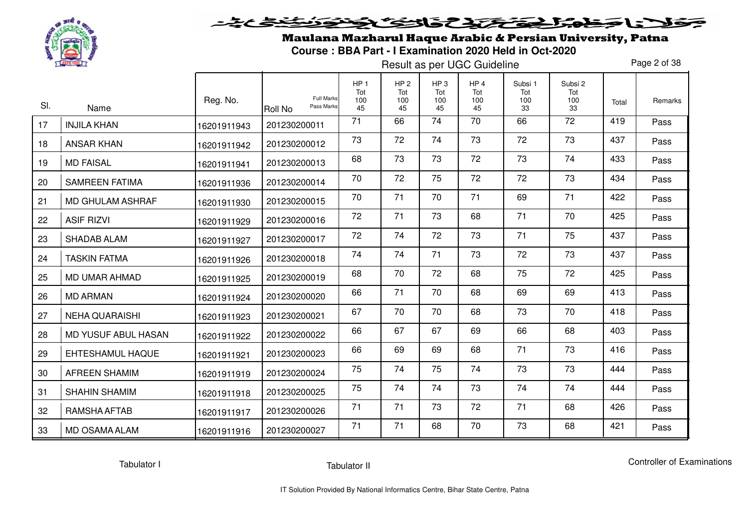# Maulana Mazharul Haque Arabic & Persian University, Patna

**Course : BBA Part - I Examination 2020 Held in Oct-2020**

Result as per UGC Guideline

| Sl. | Name | Reg. No. | Roll No | HP 1 Tot 100 45 | HP 2 Tot 100 45 | HP 3 Tot 100 45 | HP 4 Tot 100 45 | Subsi 1 Tot 100 33 | Subsi 2 Tot 100 33 | Total | Remarks |
|---|---|---|---|---|---|---|---|---|---|---|---|
| | | | Full Marks / Pass Marks | | | | | | | | |
| 17 | INJILA KHAN | 16201911943 | 201230200011 | 71 | 66 | 74 | 70 | 66 | 72 | 419 | Pass |
| 18 | ANSAR KHAN | 16201911942 | 201230200012 | 73 | 72 | 74 | 73 | 72 | 73 | 437 | Pass |
| 19 | MD FAISAL | 16201911941 | 201230200013 | 68 | 73 | 73 | 72 | 73 | 74 | 433 | Pass |
| 20 | SAMREEN FATIMA | 16201911936 | 201230200014 | 70 | 72 | 75 | 72 | 72 | 73 | 434 | Pass |
| 21 | MD GHULAM ASHRAF | 16201911930 | 201230200015 | 70 | 71 | 70 | 71 | 69 | 71 | 422 | Pass |
| 22 | ASIF RIZVI | 16201911929 | 201230200016 | 72 | 71 | 73 | 68 | 71 | 70 | 425 | Pass |
| 23 | SHADAB ALAM | 16201911927 | 201230200017 | 72 | 74 | 72 | 73 | 71 | 75 | 437 | Pass |
| 24 | TASKIN FATMA | 16201911926 | 201230200018 | 74 | 74 | 71 | 73 | 72 | 73 | 437 | Pass |
| 25 | MD UMAR AHMAD | 16201911925 | 201230200019 | 68 | 70 | 72 | 68 | 75 | 72 | 425 | Pass |
| 26 | MD ARMAN | 16201911924 | 201230200020 | 66 | 71 | 70 | 68 | 69 | 69 | 413 | Pass |
| 27 | NEHA QUARAISHI | 16201911923 | 201230200021 | 67 | 70 | 70 | 68 | 73 | 70 | 418 | Pass |
| 28 | MD YUSUF ABUL HASAN | 16201911922 | 201230200022 | 66 | 67 | 67 | 69 | 66 | 68 | 403 | Pass |
| 29 | EHTESHAMUL HAQUE | 16201911921 | 201230200023 | 66 | 69 | 69 | 68 | 71 | 73 | 416 | Pass |
| 30 | AFREEN SHAMIM | 16201911919 | 201230200024 | 75 | 74 | 75 | 74 | 73 | 73 | 444 | Pass |
| 31 | SHAHIN SHAMIM | 16201911918 | 201230200025 | 75 | 74 | 74 | 73 | 74 | 74 | 444 | Pass |
| 32 | RAMSHA AFTAB | 16201911917 | 201230200026 | 71 | 71 | 73 | 72 | 71 | 68 | 426 | Pass |
| 33 | MD OSAMA ALAM | 16201911916 | 201230200027 | 71 | 71 | 68 | 70 | 73 | 68 | 421 | Pass |

Tabulator I　　Tabulator II　　Controller of Examinations

IT Solution Provided By National Informatics Centre, Bihar State Centre, Patna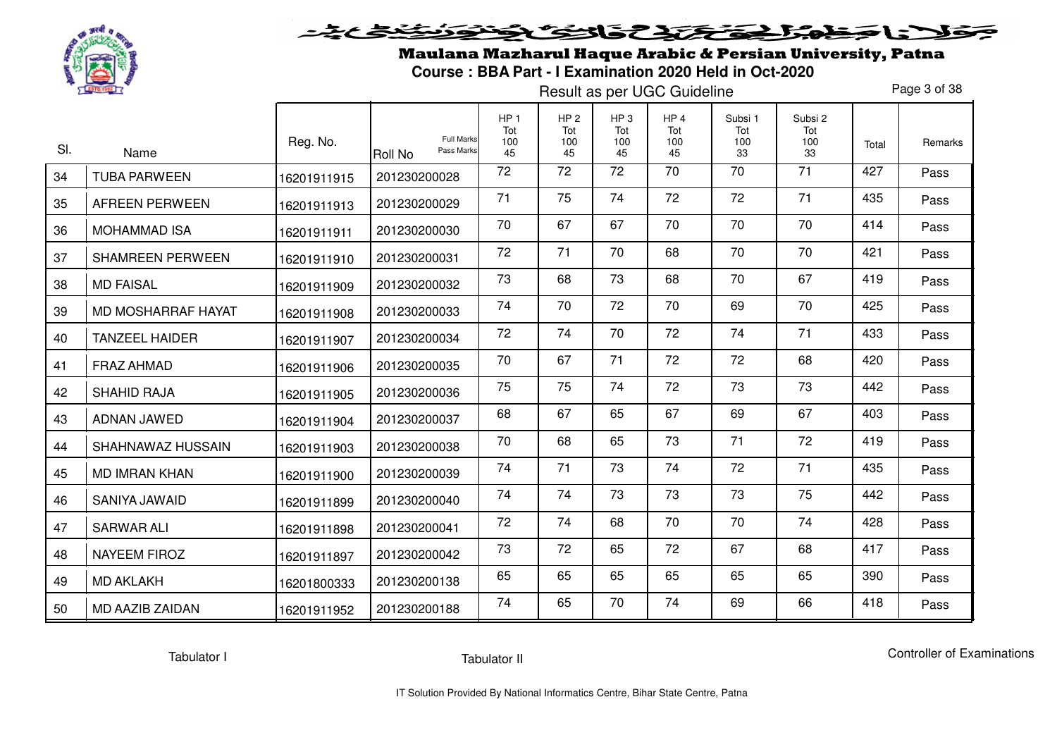# Maulana Mazharul Haque Arabic & Persian University, Patna

**Course : BBA Part - I Examination 2020 Held in Oct-2020**

Result as per UGC Guideline

| Sl. | Name | Reg. No. | Roll No (Full Marks / Pass Marks) | HP 1 Tot 100 45 | HP 2 Tot 100 45 | HP 3 Tot 100 45 | HP 4 Tot 100 45 | Subsi 1 Tot 100 33 | Subsi 2 Tot 100 33 | Total | Remarks |
|---|---|---|---|---|---|---|---|---|---|---|---|
| 34 | TUBA PARWEEN | 16201911915 | 201230200028 | 72 | 72 | 72 | 70 | 70 | 71 | 427 | Pass |
| 35 | AFREEN PERWEEN | 16201911913 | 201230200029 | 71 | 75 | 74 | 72 | 72 | 71 | 435 | Pass |
| 36 | MOHAMMAD ISA | 16201911911 | 201230200030 | 70 | 67 | 67 | 70 | 70 | 70 | 414 | Pass |
| 37 | SHAMREEN PERWEEN | 16201911910 | 201230200031 | 72 | 71 | 70 | 68 | 70 | 70 | 421 | Pass |
| 38 | MD FAISAL | 16201911909 | 201230200032 | 73 | 68 | 73 | 68 | 70 | 67 | 419 | Pass |
| 39 | MD MOSHARRAF HAYAT | 16201911908 | 201230200033 | 74 | 70 | 72 | 70 | 69 | 70 | 425 | Pass |
| 40 | TANZEEL HAIDER | 16201911907 | 201230200034 | 72 | 74 | 70 | 72 | 74 | 71 | 433 | Pass |
| 41 | FRAZ AHMAD | 16201911906 | 201230200035 | 70 | 67 | 71 | 72 | 72 | 68 | 420 | Pass |
| 42 | SHAHID RAJA | 16201911905 | 201230200036 | 75 | 75 | 74 | 72 | 73 | 73 | 442 | Pass |
| 43 | ADNAN JAWED | 16201911904 | 201230200037 | 68 | 67 | 65 | 67 | 69 | 67 | 403 | Pass |
| 44 | SHAHNAWAZ HUSSAIN | 16201911903 | 201230200038 | 70 | 68 | 65 | 73 | 71 | 72 | 419 | Pass |
| 45 | MD IMRAN KHAN | 16201911900 | 201230200039 | 74 | 71 | 73 | 74 | 72 | 71 | 435 | Pass |
| 46 | SANIYA JAWAID | 16201911899 | 201230200040 | 74 | 74 | 73 | 73 | 73 | 75 | 442 | Pass |
| 47 | SARWAR ALI | 16201911898 | 201230200041 | 72 | 74 | 68 | 70 | 70 | 74 | 428 | Pass |
| 48 | NAYEEM FIROZ | 16201911897 | 201230200042 | 73 | 72 | 65 | 72 | 67 | 68 | 417 | Pass |
| 49 | MD AKLAKH | 16201800333 | 201230200138 | 65 | 65 | 65 | 65 | 65 | 65 | 390 | Pass |
| 50 | MD AAZIB ZAIDAN | 16201911952 | 201230200188 | 74 | 65 | 70 | 74 | 69 | 66 | 418 | Pass |

Tabulator I Tabulator II Controller of Examinations

IT Solution Provided By National Informatics Centre, Bihar State Centre, Patna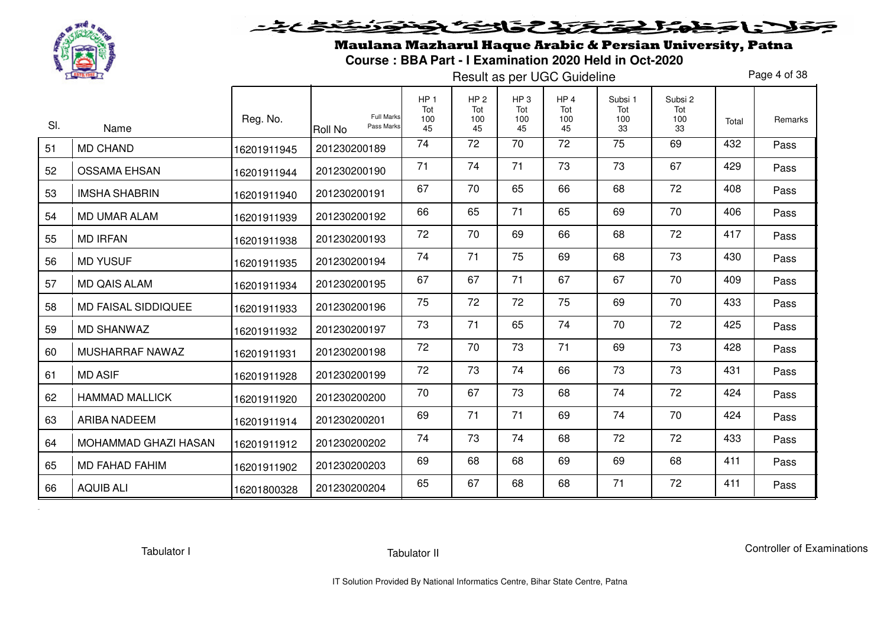# Maulana Mazharul Haque Arabic & Persian University, Patna

**Course : BBA Part - I Examination 2020 Held in Oct-2020**

Result as per UGC Guideline

| Sl. | Name | Reg. No. | Roll No | HP 1 Tot 100 45 | HP 2 Tot 100 45 | HP 3 Tot 100 45 | HP 4 Tot 100 45 | Subsi 1 Tot 100 33 | Subsi 2 Tot 100 33 | Total | Remarks |
|---|---|---|---|---|---|---|---|---|---|---|---|
| | | | Full Marks / Pass Marks | | | | | | | | |
| 51 | MD CHAND | 16201911945 | 201230200189 | 74 | 72 | 70 | 72 | 75 | 69 | 432 | Pass |
| 52 | OSSAMA EHSAN | 16201911944 | 201230200190 | 71 | 74 | 71 | 73 | 73 | 67 | 429 | Pass |
| 53 | IMSHA SHABRIN | 16201911940 | 201230200191 | 67 | 70 | 65 | 66 | 68 | 72 | 408 | Pass |
| 54 | MD UMAR ALAM | 16201911939 | 201230200192 | 66 | 65 | 71 | 65 | 69 | 70 | 406 | Pass |
| 55 | MD IRFAN | 16201911938 | 201230200193 | 72 | 70 | 69 | 66 | 68 | 72 | 417 | Pass |
| 56 | MD YUSUF | 16201911935 | 201230200194 | 74 | 71 | 75 | 69 | 68 | 73 | 430 | Pass |
| 57 | MD QAIS ALAM | 16201911934 | 201230200195 | 67 | 67 | 71 | 67 | 67 | 70 | 409 | Pass |
| 58 | MD FAISAL SIDDIQUEE | 16201911933 | 201230200196 | 75 | 72 | 72 | 75 | 69 | 70 | 433 | Pass |
| 59 | MD SHANWAZ | 16201911932 | 201230200197 | 73 | 71 | 65 | 74 | 70 | 72 | 425 | Pass |
| 60 | MUSHARRAF NAWAZ | 16201911931 | 201230200198 | 72 | 70 | 73 | 71 | 69 | 73 | 428 | Pass |
| 61 | MD ASIF | 16201911928 | 201230200199 | 72 | 73 | 74 | 66 | 73 | 73 | 431 | Pass |
| 62 | HAMMAD MALLICK | 16201911920 | 201230200200 | 70 | 67 | 73 | 68 | 74 | 72 | 424 | Pass |
| 63 | ARIBA NADEEM | 16201911914 | 201230200201 | 69 | 71 | 71 | 69 | 74 | 70 | 424 | Pass |
| 64 | MOHAMMAD GHAZI HASAN | 16201911912 | 201230200202 | 74 | 73 | 74 | 68 | 72 | 72 | 433 | Pass |
| 65 | MD FAHAD FAHIM | 16201911902 | 201230200203 | 69 | 68 | 68 | 69 | 69 | 68 | 411 | Pass |
| 66 | AQUIB ALI | 16201800328 | 201230200204 | 65 | 67 | 68 | 68 | 71 | 72 | 411 | Pass |

Tabulator I        Tabulator II        Controller of Examinations

IT Solution Provided By National Informatics Centre, Bihar State Centre, Patna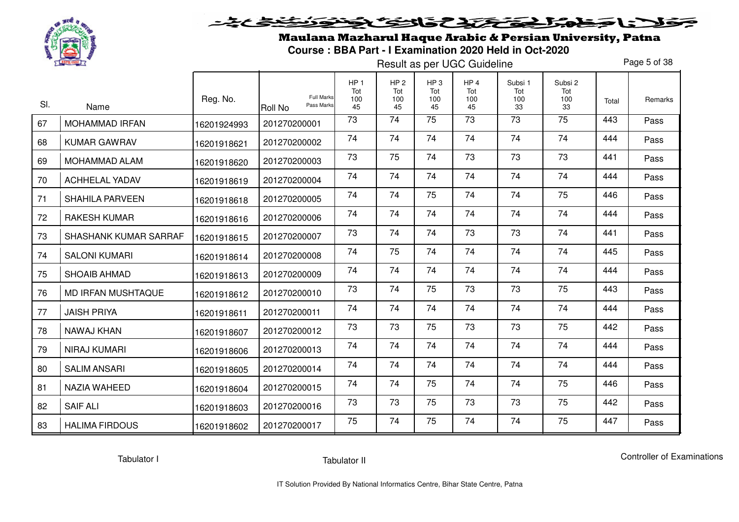# Maulana Mazharul Haque Arabic & Persian University, Patna

**Course : BBA Part - I Examination 2020 Held in Oct-2020**

Result as per UGC Guideline

| Sl. | Name | Reg. No. | Roll No (Full Marks / Pass Marks) | HP 1 Tot 100 45 | HP 2 Tot 100 45 | HP 3 Tot 100 45 | HP 4 Tot 100 45 | Subsi 1 Tot 100 33 | Subsi 2 Tot 100 33 | Total | Remarks |
|---|---|---|---|---|---|---|---|---|---|---|---|
| 67 | MOHAMMAD IRFAN | 16201924993 | 201270200001 | 73 | 74 | 75 | 73 | 73 | 75 | 443 | Pass |
| 68 | KUMAR GAWRAV | 16201918621 | 201270200002 | 74 | 74 | 74 | 74 | 74 | 74 | 444 | Pass |
| 69 | MOHAMMAD ALAM | 16201918620 | 201270200003 | 73 | 75 | 74 | 73 | 73 | 73 | 441 | Pass |
| 70 | ACHHELAL YADAV | 16201918619 | 201270200004 | 74 | 74 | 74 | 74 | 74 | 74 | 444 | Pass |
| 71 | SHAHILA PARVEEN | 16201918618 | 201270200005 | 74 | 74 | 75 | 74 | 74 | 75 | 446 | Pass |
| 72 | RAKESH KUMAR | 16201918616 | 201270200006 | 74 | 74 | 74 | 74 | 74 | 74 | 444 | Pass |
| 73 | SHASHANK KUMAR SARRAF | 16201918615 | 201270200007 | 73 | 74 | 74 | 73 | 73 | 74 | 441 | Pass |
| 74 | SALONI KUMARI | 16201918614 | 201270200008 | 74 | 75 | 74 | 74 | 74 | 74 | 445 | Pass |
| 75 | SHOAIB AHMAD | 16201918613 | 201270200009 | 74 | 74 | 74 | 74 | 74 | 74 | 444 | Pass |
| 76 | MD IRFAN MUSHTAQUE | 16201918612 | 201270200010 | 73 | 74 | 75 | 73 | 73 | 75 | 443 | Pass |
| 77 | JAISH PRIYA | 16201918611 | 201270200011 | 74 | 74 | 74 | 74 | 74 | 74 | 444 | Pass |
| 78 | NAWAJ KHAN | 16201918607 | 201270200012 | 73 | 73 | 75 | 73 | 73 | 75 | 442 | Pass |
| 79 | NIRAJ KUMARI | 16201918606 | 201270200013 | 74 | 74 | 74 | 74 | 74 | 74 | 444 | Pass |
| 80 | SALIM ANSARI | 16201918605 | 201270200014 | 74 | 74 | 74 | 74 | 74 | 74 | 444 | Pass |
| 81 | NAZIA WAHEED | 16201918604 | 201270200015 | 74 | 74 | 75 | 74 | 74 | 75 | 446 | Pass |
| 82 | SAIF ALI | 16201918603 | 201270200016 | 73 | 73 | 75 | 73 | 73 | 75 | 442 | Pass |
| 83 | HALIMA FIRDOUS | 16201918602 | 201270200017 | 75 | 74 | 75 | 74 | 74 | 75 | 447 | Pass |

Tabulator I          Tabulator II          Controller of Examinations

IT Solution Provided By National Informatics Centre, Bihar State Centre, Patna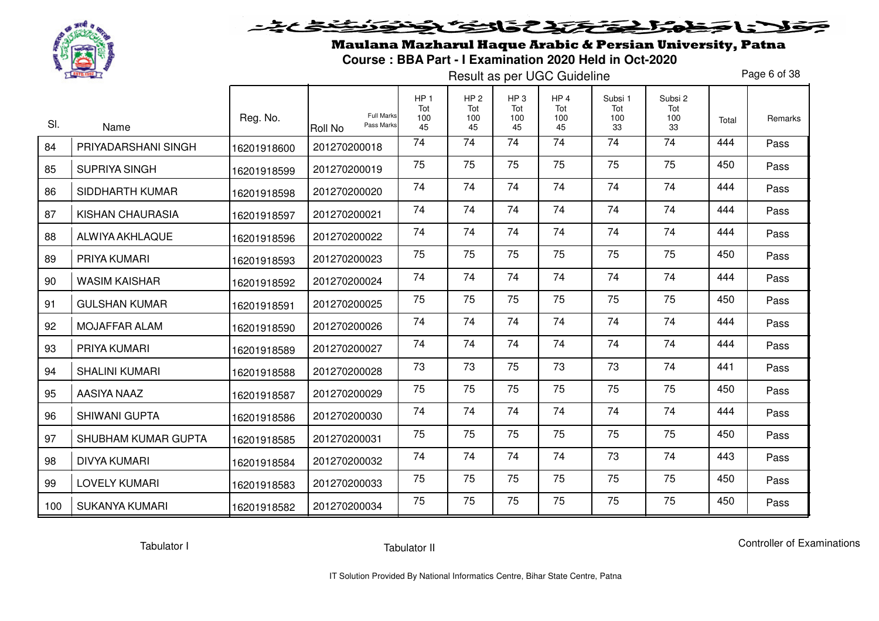# Maulana Mazharul Haque Arabic & Persian University, Patna

**Course : BBA Part - I Examination 2020 Held in Oct-2020**

Result as per UGC Guideline

| Sl. | Name | Reg. No. | Roll No (Full Marks / Pass Marks) | HP 1 Tot 100 45 | HP 2 Tot 100 45 | HP 3 Tot 100 45 | HP 4 Tot 100 45 | Subsi 1 Tot 100 33 | Subsi 2 Tot 100 33 | Total | Remarks |
|---|---|---|---|---|---|---|---|---|---|---|---|
| 84 | PRIYADARSHANI SINGH | 16201918600 | 201270200018 | 74 | 74 | 74 | 74 | 74 | 74 | 444 | Pass |
| 85 | SUPRIYA SINGH | 16201918599 | 201270200019 | 75 | 75 | 75 | 75 | 75 | 75 | 450 | Pass |
| 86 | SIDDHARTH KUMAR | 16201918598 | 201270200020 | 74 | 74 | 74 | 74 | 74 | 74 | 444 | Pass |
| 87 | KISHAN CHAURASIA | 16201918597 | 201270200021 | 74 | 74 | 74 | 74 | 74 | 74 | 444 | Pass |
| 88 | ALWIYA AKHLAQUE | 16201918596 | 201270200022 | 74 | 74 | 74 | 74 | 74 | 74 | 444 | Pass |
| 89 | PRIYA KUMARI | 16201918593 | 201270200023 | 75 | 75 | 75 | 75 | 75 | 75 | 450 | Pass |
| 90 | WASIM KAISHAR | 16201918592 | 201270200024 | 74 | 74 | 74 | 74 | 74 | 74 | 444 | Pass |
| 91 | GULSHAN KUMAR | 16201918591 | 201270200025 | 75 | 75 | 75 | 75 | 75 | 75 | 450 | Pass |
| 92 | MOJAFFAR ALAM | 16201918590 | 201270200026 | 74 | 74 | 74 | 74 | 74 | 74 | 444 | Pass |
| 93 | PRIYA KUMARI | 16201918589 | 201270200027 | 74 | 74 | 74 | 74 | 74 | 74 | 444 | Pass |
| 94 | SHALINI KUMARI | 16201918588 | 201270200028 | 73 | 73 | 75 | 73 | 73 | 74 | 441 | Pass |
| 95 | AASIYA NAAZ | 16201918587 | 201270200029 | 75 | 75 | 75 | 75 | 75 | 75 | 450 | Pass |
| 96 | SHIWANI GUPTA | 16201918586 | 201270200030 | 74 | 74 | 74 | 74 | 74 | 74 | 444 | Pass |
| 97 | SHUBHAM KUMAR GUPTA | 16201918585 | 201270200031 | 75 | 75 | 75 | 75 | 75 | 75 | 450 | Pass |
| 98 | DIVYA KUMARI | 16201918584 | 201270200032 | 74 | 74 | 74 | 74 | 73 | 74 | 443 | Pass |
| 99 | LOVELY KUMARI | 16201918583 | 201270200033 | 75 | 75 | 75 | 75 | 75 | 75 | 450 | Pass |
| 100 | SUKANYA KUMARI | 16201918582 | 201270200034 | 75 | 75 | 75 | 75 | 75 | 75 | 450 | Pass |

Tabulator I — Tabulator II — Controller of Examinations

IT Solution Provided By National Informatics Centre, Bihar State Centre, Patna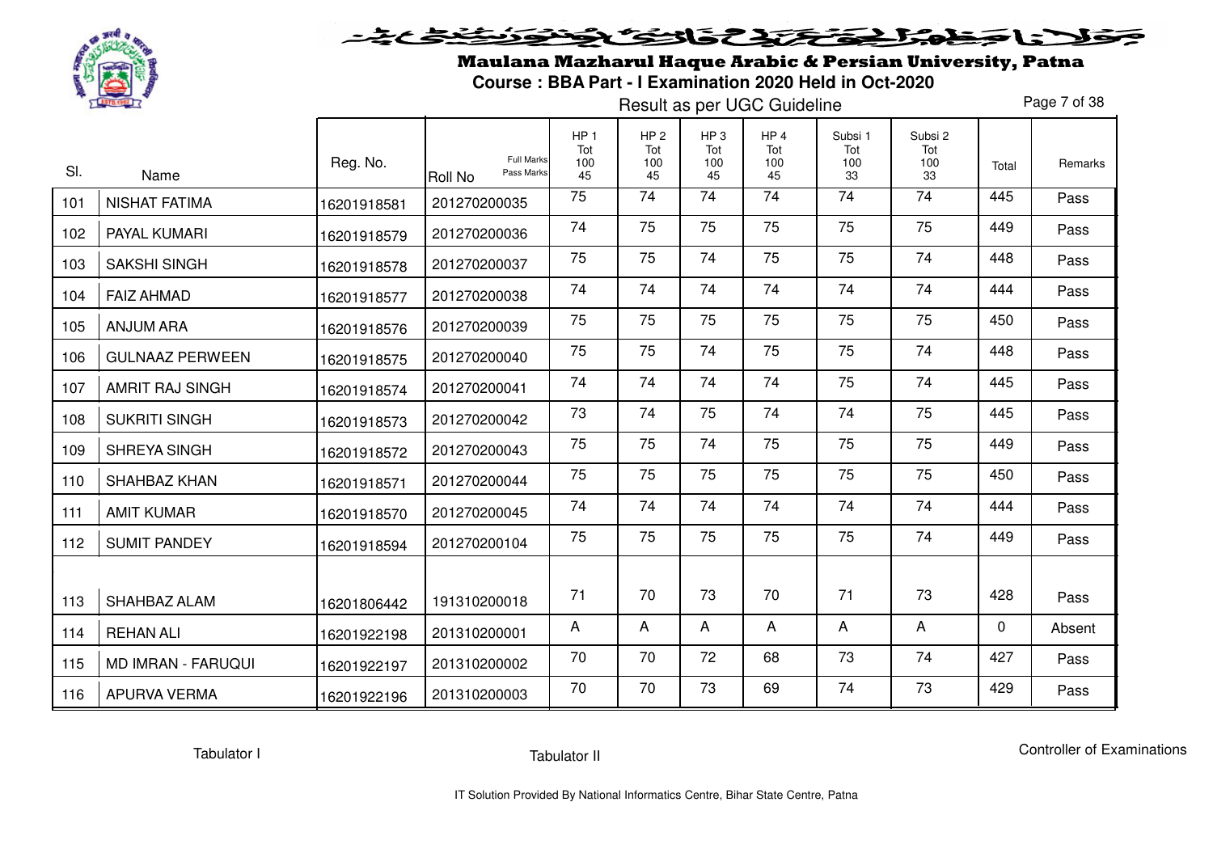# Maulana Mazharul Haque Arabic & Persian University, Patna

**Course : BBA Part - I Examination 2020 Held in Oct-2020**

Result as per UGC Guideline

| Sl. | Name | Reg. No. | Roll No (Full Marks / Pass Marks) | HP 1 Tot 100 45 | HP 2 Tot 100 45 | HP 3 Tot 100 45 | HP 4 Tot 100 45 | Subsi 1 Tot 100 33 | Subsi 2 Tot 100 33 | Total | Remarks |
|---|---|---|---|---|---|---|---|---|---|---|---|
| 101 | NISHAT FATIMA | 16201918581 | 201270200035 | 75 | 74 | 74 | 74 | 74 | 74 | 445 | Pass |
| 102 | PAYAL KUMARI | 16201918579 | 201270200036 | 74 | 75 | 75 | 75 | 75 | 75 | 449 | Pass |
| 103 | SAKSHI SINGH | 16201918578 | 201270200037 | 75 | 75 | 74 | 75 | 75 | 74 | 448 | Pass |
| 104 | FAIZ AHMAD | 16201918577 | 201270200038 | 74 | 74 | 74 | 74 | 74 | 74 | 444 | Pass |
| 105 | ANJUM ARA | 16201918576 | 201270200039 | 75 | 75 | 75 | 75 | 75 | 75 | 450 | Pass |
| 106 | GULNAAZ PERWEEN | 16201918575 | 201270200040 | 75 | 75 | 74 | 75 | 75 | 74 | 448 | Pass |
| 107 | AMRIT RAJ SINGH | 16201918574 | 201270200041 | 74 | 74 | 74 | 74 | 75 | 74 | 445 | Pass |
| 108 | SUKRITI SINGH | 16201918573 | 201270200042 | 73 | 74 | 75 | 74 | 74 | 75 | 445 | Pass |
| 109 | SHREYA SINGH | 16201918572 | 201270200043 | 75 | 75 | 74 | 75 | 75 | 75 | 449 | Pass |
| 110 | SHAHBAZ KHAN | 16201918571 | 201270200044 | 75 | 75 | 75 | 75 | 75 | 75 | 450 | Pass |
| 111 | AMIT KUMAR | 16201918570 | 201270200045 | 74 | 74 | 74 | 74 | 74 | 74 | 444 | Pass |
| 112 | SUMIT PANDEY | 16201918594 | 201270200104 | 75 | 75 | 75 | 75 | 75 | 74 | 449 | Pass |
| 113 | SHAHBAZ ALAM | 16201806442 | 191310200018 | 71 | 70 | 73 | 70 | 71 | 73 | 428 | Pass |
| 114 | REHAN ALI | 16201922198 | 201310200001 | A | A | A | A | A | A | 0 | Absent |
| 115 | MD IMRAN - FARUQUI | 16201922197 | 201310200002 | 70 | 70 | 72 | 68 | 73 | 74 | 427 | Pass |
| 116 | APURVA VERMA | 16201922196 | 201310200003 | 70 | 70 | 73 | 69 | 74 | 73 | 429 | Pass |

Tabulator I Tabulator II Controller of Examinations

IT Solution Provided By National Informatics Centre, Bihar State Centre, Patna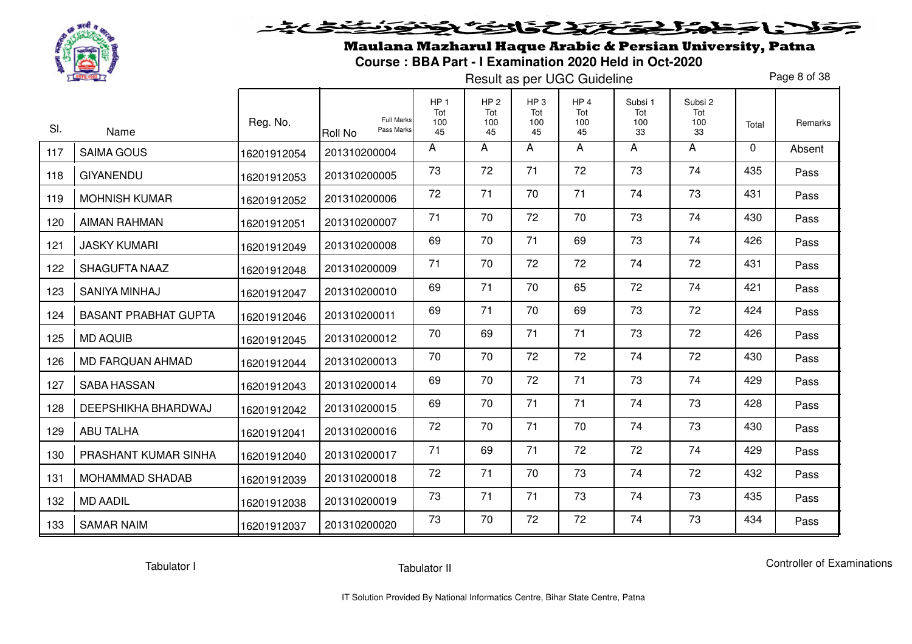# Maulana Mazharul Haque Arabic & Persian University, Patna

## Course : BBA Part - I Examination 2020 Held in Oct-2020

Result as per UGC Guideline

| Sl. | Name | Reg. No. | Roll No (Full Marks / Pass Marks) | HP 1 Tot 100 45 | HP 2 Tot 100 45 | HP 3 Tot 100 45 | HP 4 Tot 100 45 | Subsi 1 Tot 100 33 | Subsi 2 Tot 100 33 | Total | Remarks |
|---|---|---|---|---|---|---|---|---|---|---|---|
| 117 | SAIMA GOUS | 16201912054 | 201310200004 | A | A | A | A | A | A | 0 | Absent |
| 118 | GIYANENDU | 16201912053 | 201310200005 | 73 | 72 | 71 | 72 | 73 | 74 | 435 | Pass |
| 119 | MOHNISH KUMAR | 16201912052 | 201310200006 | 72 | 71 | 70 | 71 | 74 | 73 | 431 | Pass |
| 120 | AIMAN RAHMAN | 16201912051 | 201310200007 | 71 | 70 | 72 | 70 | 73 | 74 | 430 | Pass |
| 121 | JASKY KUMARI | 16201912049 | 201310200008 | 69 | 70 | 71 | 69 | 73 | 74 | 426 | Pass |
| 122 | SHAGUFTA NAAZ | 16201912048 | 201310200009 | 71 | 70 | 72 | 72 | 74 | 72 | 431 | Pass |
| 123 | SANIYA MINHAJ | 16201912047 | 201310200010 | 69 | 71 | 70 | 65 | 72 | 74 | 421 | Pass |
| 124 | BASANT PRABHAT GUPTA | 16201912046 | 201310200011 | 69 | 71 | 70 | 69 | 73 | 72 | 424 | Pass |
| 125 | MD AQUIB | 16201912045 | 201310200012 | 70 | 69 | 71 | 71 | 73 | 72 | 426 | Pass |
| 126 | MD FARQUAN AHMAD | 16201912044 | 201310200013 | 70 | 70 | 72 | 72 | 74 | 72 | 430 | Pass |
| 127 | SABA HASSAN | 16201912043 | 201310200014 | 69 | 70 | 72 | 71 | 73 | 74 | 429 | Pass |
| 128 | DEEPSHIKHA BHARDWAJ | 16201912042 | 201310200015 | 69 | 70 | 71 | 71 | 74 | 73 | 428 | Pass |
| 129 | ABU TALHA | 16201912041 | 201310200016 | 72 | 70 | 71 | 70 | 74 | 73 | 430 | Pass |
| 130 | PRASHANT KUMAR SINHA | 16201912040 | 201310200017 | 71 | 69 | 71 | 72 | 72 | 74 | 429 | Pass |
| 131 | MOHAMMAD SHADAB | 16201912039 | 201310200018 | 72 | 71 | 70 | 73 | 74 | 72 | 432 | Pass |
| 132 | MD AADIL | 16201912038 | 201310200019 | 73 | 71 | 71 | 73 | 74 | 73 | 435 | Pass |
| 133 | SAMAR NAIM | 16201912037 | 201310200020 | 73 | 70 | 72 | 72 | 74 | 73 | 434 | Pass |

Tabulator I    Tabulator II    Controller of Examinations

IT Solution Provided By National Informatics Centre, Bihar State Centre, Patna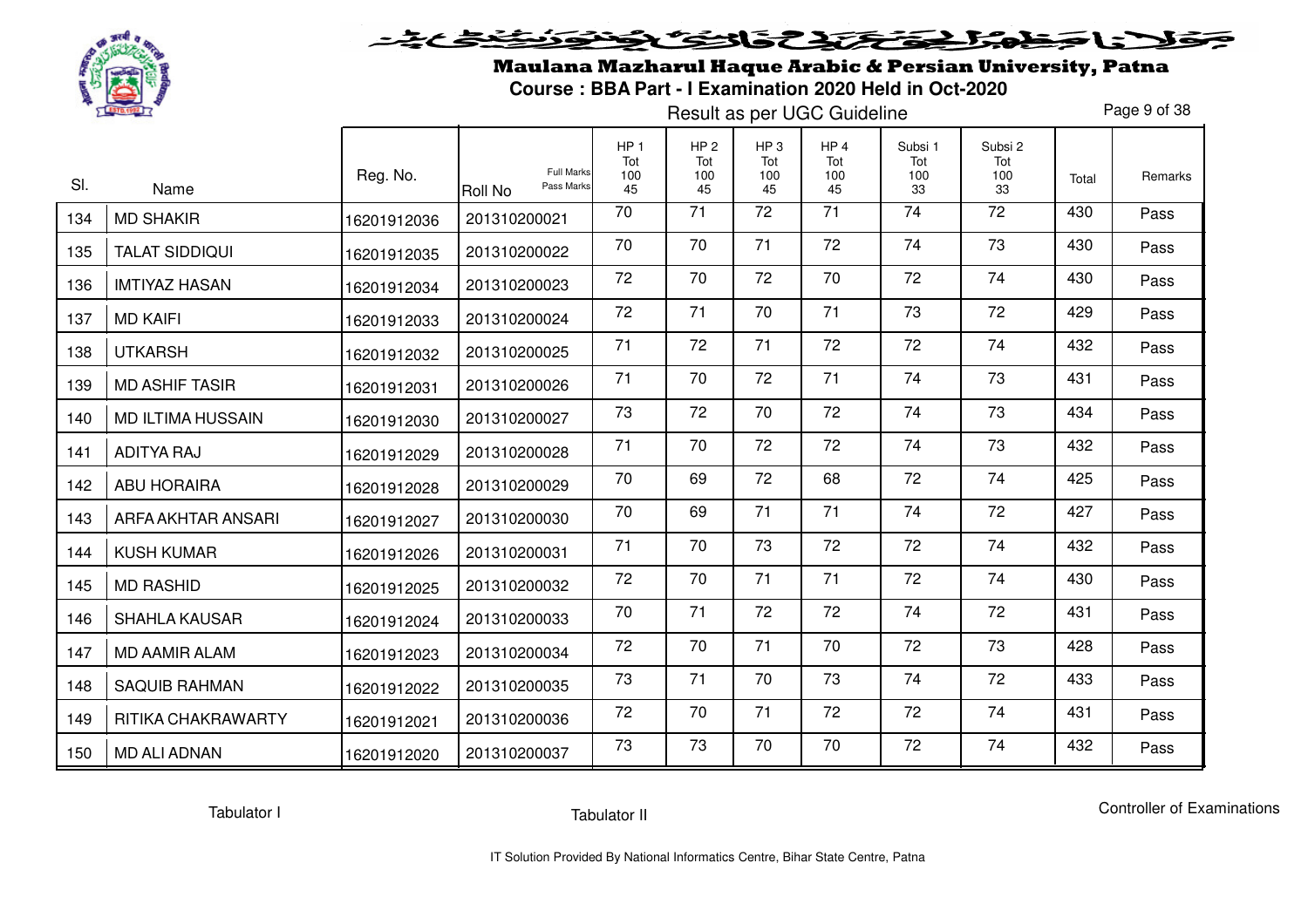# Maulana Mazharul Haque Arabic & Persian University, Patna

**Course : BBA Part - I Examination 2020 Held in Oct-2020**

Result as per UGC Guideline

| Sl. | Name | Reg. No. | Roll No (Full Marks / Pass Marks) | HP 1 Tot 100 45 | HP 2 Tot 100 45 | HP 3 Tot 100 45 | HP 4 Tot 100 45 | Subsi 1 Tot 100 33 | Subsi 2 Tot 100 33 | Total | Remarks |
|---|---|---|---|---|---|---|---|---|---|---|---|
| 134 | MD SHAKIR | 16201912036 | 201310200021 | 70 | 71 | 72 | 71 | 74 | 72 | 430 | Pass |
| 135 | TALAT SIDDIQUI | 16201912035 | 201310200022 | 70 | 70 | 71 | 72 | 74 | 73 | 430 | Pass |
| 136 | IMTIYAZ HASAN | 16201912034 | 201310200023 | 72 | 70 | 72 | 70 | 72 | 74 | 430 | Pass |
| 137 | MD KAIFI | 16201912033 | 201310200024 | 72 | 71 | 70 | 71 | 73 | 72 | 429 | Pass |
| 138 | UTKARSH | 16201912032 | 201310200025 | 71 | 72 | 71 | 72 | 72 | 74 | 432 | Pass |
| 139 | MD ASHIF TASIR | 16201912031 | 201310200026 | 71 | 70 | 72 | 71 | 74 | 73 | 431 | Pass |
| 140 | MD ILTIMA HUSSAIN | 16201912030 | 201310200027 | 73 | 72 | 70 | 72 | 74 | 73 | 434 | Pass |
| 141 | ADITYA RAJ | 16201912029 | 201310200028 | 71 | 70 | 72 | 72 | 74 | 73 | 432 | Pass |
| 142 | ABU HORAIRA | 16201912028 | 201310200029 | 70 | 69 | 72 | 68 | 72 | 74 | 425 | Pass |
| 143 | ARFA AKHTAR ANSARI | 16201912027 | 201310200030 | 70 | 69 | 71 | 71 | 74 | 72 | 427 | Pass |
| 144 | KUSH KUMAR | 16201912026 | 201310200031 | 71 | 70 | 73 | 72 | 72 | 74 | 432 | Pass |
| 145 | MD RASHID | 16201912025 | 201310200032 | 72 | 70 | 71 | 71 | 72 | 74 | 430 | Pass |
| 146 | SHAHLA KAUSAR | 16201912024 | 201310200033 | 70 | 71 | 72 | 72 | 74 | 72 | 431 | Pass |
| 147 | MD AAMIR ALAM | 16201912023 | 201310200034 | 72 | 70 | 71 | 70 | 72 | 73 | 428 | Pass |
| 148 | SAQUIB RAHMAN | 16201912022 | 201310200035 | 73 | 71 | 70 | 73 | 74 | 72 | 433 | Pass |
| 149 | RITIKA CHAKRAWARTY | 16201912021 | 201310200036 | 72 | 70 | 71 | 72 | 72 | 74 | 431 | Pass |
| 150 | MD ALI ADNAN | 16201912020 | 201310200037 | 73 | 73 | 70 | 70 | 72 | 74 | 432 | Pass |

Tabulator I | Tabulator II | Controller of Examinations

IT Solution Provided By National Informatics Centre, Bihar State Centre, Patna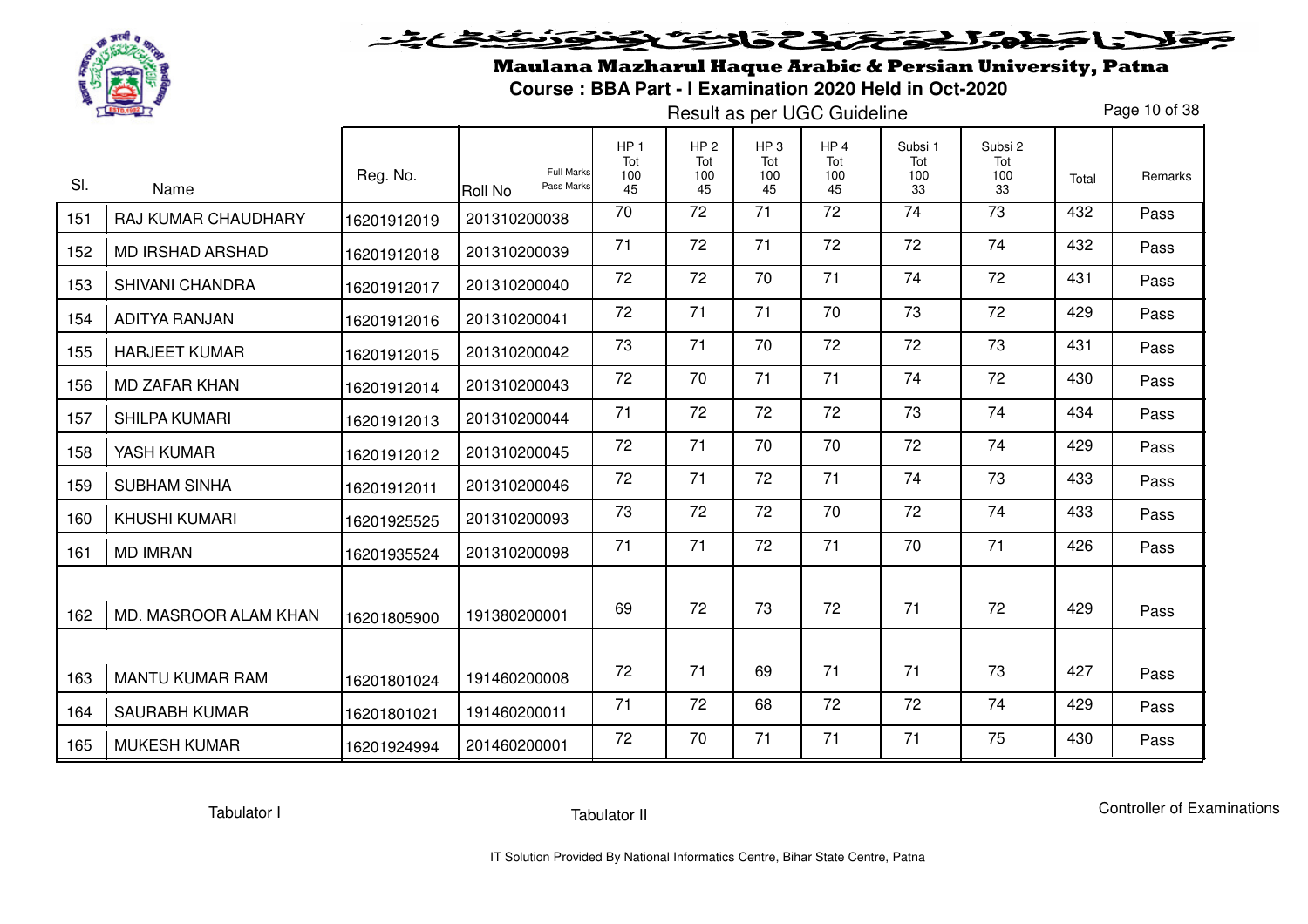# Maulana Mazharul Haque Arabic & Persian University, Patna

**Course : BBA Part - I Examination 2020 Held in Oct-2020**

Result as per UGC Guideline

| Sl. | Name | Reg. No. | Roll No (Full Marks / Pass Marks) | HP 1 Tot 100 45 | HP 2 Tot 100 45 | HP 3 Tot 100 45 | HP 4 Tot 100 45 | Subsi 1 Tot 100 33 | Subsi 2 Tot 100 33 | Total | Remarks |
|---|---|---|---|---|---|---|---|---|---|---|---|
| 151 | RAJ KUMAR CHAUDHARY | 16201912019 | 201310200038 | 70 | 72 | 71 | 72 | 74 | 73 | 432 | Pass |
| 152 | MD IRSHAD ARSHAD | 16201912018 | 201310200039 | 71 | 72 | 71 | 72 | 72 | 74 | 432 | Pass |
| 153 | SHIVANI CHANDRA | 16201912017 | 201310200040 | 72 | 72 | 70 | 71 | 74 | 72 | 431 | Pass |
| 154 | ADITYA RANJAN | 16201912016 | 201310200041 | 72 | 71 | 71 | 70 | 73 | 72 | 429 | Pass |
| 155 | HARJEET KUMAR | 16201912015 | 201310200042 | 73 | 71 | 70 | 72 | 72 | 73 | 431 | Pass |
| 156 | MD ZAFAR KHAN | 16201912014 | 201310200043 | 72 | 70 | 71 | 71 | 74 | 72 | 430 | Pass |
| 157 | SHILPA KUMARI | 16201912013 | 201310200044 | 71 | 72 | 72 | 72 | 73 | 74 | 434 | Pass |
| 158 | YASH KUMAR | 16201912012 | 201310200045 | 72 | 71 | 70 | 70 | 72 | 74 | 429 | Pass |
| 159 | SUBHAM SINHA | 16201912011 | 201310200046 | 72 | 71 | 72 | 71 | 74 | 73 | 433 | Pass |
| 160 | KHUSHI KUMARI | 16201925525 | 201310200093 | 73 | 72 | 72 | 70 | 72 | 74 | 433 | Pass |
| 161 | MD IMRAN | 16201935524 | 201310200098 | 71 | 71 | 72 | 71 | 70 | 71 | 426 | Pass |
| 162 | MD. MASROOR ALAM KHAN | 16201805900 | 191380200001 | 69 | 72 | 73 | 72 | 71 | 72 | 429 | Pass |
| 163 | MANTU KUMAR RAM | 16201801024 | 191460200008 | 72 | 71 | 69 | 71 | 71 | 73 | 427 | Pass |
| 164 | SAURABH KUMAR | 16201801021 | 191460200011 | 71 | 72 | 68 | 72 | 72 | 74 | 429 | Pass |
| 165 | MUKESH KUMAR | 16201924994 | 201460200001 | 72 | 70 | 71 | 71 | 71 | 75 | 430 | Pass |

Tabulator I | Tabulator II | Controller of Examinations

IT Solution Provided By National Informatics Centre, Bihar State Centre, Patna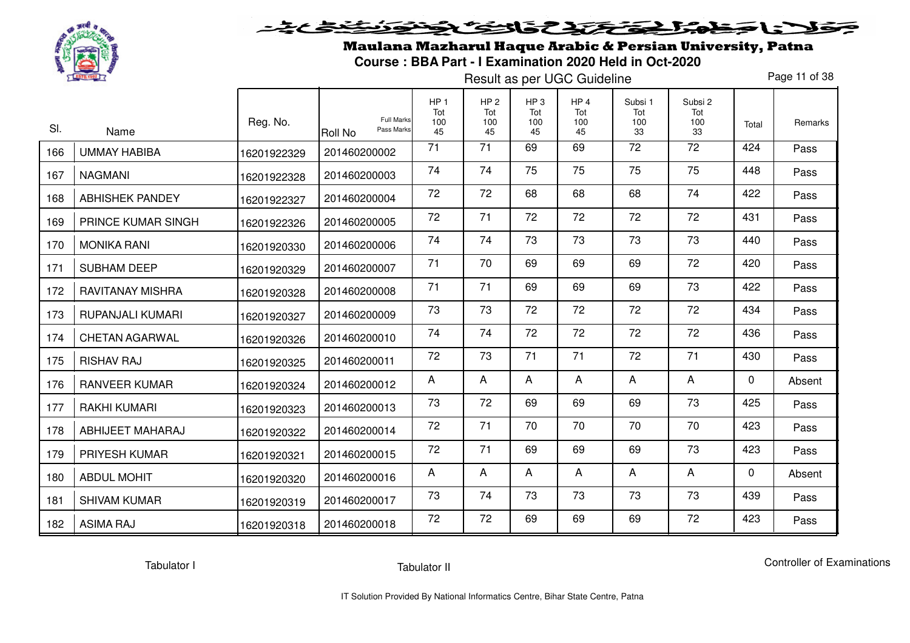# Maulana Mazharul Haque Arabic & Persian University, Patna

**Course : BBA Part - I Examination 2020 Held in Oct-2020**

Result as per UGC Guideline

| Sl. | Name | Reg. No. | Roll No (Full Marks / Pass Marks) | HP 1 Tot 100 45 | HP 2 Tot 100 45 | HP 3 Tot 100 45 | HP 4 Tot 100 45 | Subsi 1 Tot 100 33 | Subsi 2 Tot 100 33 | Total | Remarks |
|---|---|---|---|---|---|---|---|---|---|---|---|
| 166 | UMMAY HABIBA | 16201922329 | 201460200002 | 71 | 71 | 69 | 69 | 72 | 72 | 424 | Pass |
| 167 | NAGMANI | 16201922328 | 201460200003 | 74 | 74 | 75 | 75 | 75 | 75 | 448 | Pass |
| 168 | ABHISHEK PANDEY | 16201922327 | 201460200004 | 72 | 72 | 68 | 68 | 68 | 74 | 422 | Pass |
| 169 | PRINCE KUMAR SINGH | 16201922326 | 201460200005 | 72 | 71 | 72 | 72 | 72 | 72 | 431 | Pass |
| 170 | MONIKA RANI | 16201920330 | 201460200006 | 74 | 74 | 73 | 73 | 73 | 73 | 440 | Pass |
| 171 | SUBHAM DEEP | 16201920329 | 201460200007 | 71 | 70 | 69 | 69 | 69 | 72 | 420 | Pass |
| 172 | RAVITANAY MISHRA | 16201920328 | 201460200008 | 71 | 71 | 69 | 69 | 69 | 73 | 422 | Pass |
| 173 | RUPANJALI KUMARI | 16201920327 | 201460200009 | 73 | 73 | 72 | 72 | 72 | 72 | 434 | Pass |
| 174 | CHETAN AGARWAL | 16201920326 | 201460200010 | 74 | 74 | 72 | 72 | 72 | 72 | 436 | Pass |
| 175 | RISHAV RAJ | 16201920325 | 201460200011 | 72 | 73 | 71 | 71 | 72 | 71 | 430 | Pass |
| 176 | RANVEER KUMAR | 16201920324 | 201460200012 | A | A | A | A | A | A | 0 | Absent |
| 177 | RAKHI KUMARI | 16201920323 | 201460200013 | 73 | 72 | 69 | 69 | 69 | 73 | 425 | Pass |
| 178 | ABHIJEET MAHARAJ | 16201920322 | 201460200014 | 72 | 71 | 70 | 70 | 70 | 70 | 423 | Pass |
| 179 | PRIYESH KUMAR | 16201920321 | 201460200015 | 72 | 71 | 69 | 69 | 69 | 73 | 423 | Pass |
| 180 | ABDUL MOHIT | 16201920320 | 201460200016 | A | A | A | A | A | A | 0 | Absent |
| 181 | SHIVAM KUMAR | 16201920319 | 201460200017 | 73 | 74 | 73 | 73 | 73 | 73 | 439 | Pass |
| 182 | ASIMA RAJ | 16201920318 | 201460200018 | 72 | 72 | 69 | 69 | 69 | 72 | 423 | Pass |

Tabulator I Tabulator II Controller of Examinations

IT Solution Provided By National Informatics Centre, Bihar State Centre, Patna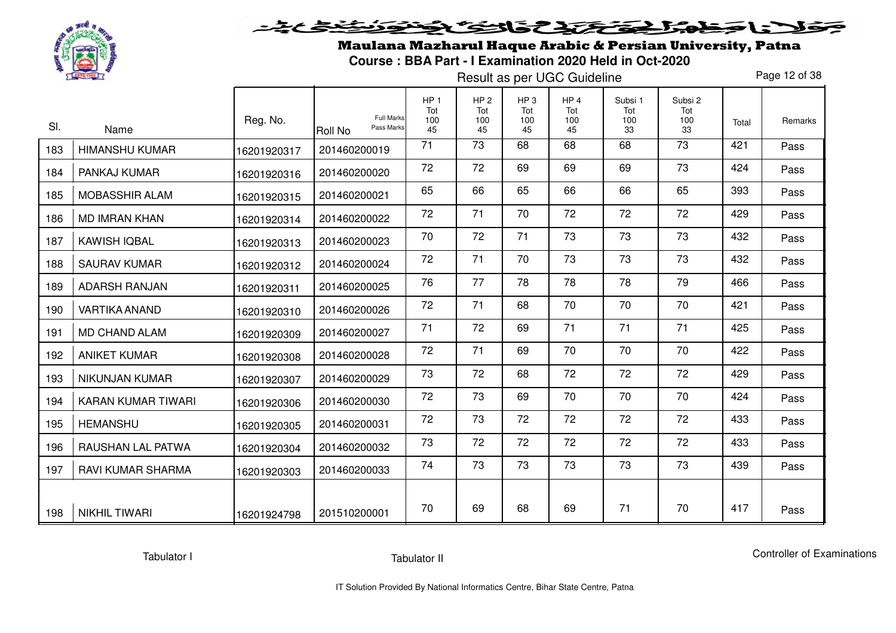# Maulana Mazharul Haque Arabic & Persian University, Patna

**Course : BBA Part - I Examination 2020 Held in Oct-2020**

Result as per UGC Guideline

| Sl. | Name | Reg. No. | Roll No (Full Marks / Pass Marks) | HP 1 Tot 100 45 | HP 2 Tot 100 45 | HP 3 Tot 100 45 | HP 4 Tot 100 45 | Subsi 1 Tot 100 33 | Subsi 2 Tot 100 33 | Total | Remarks |
|---|---|---|---|---|---|---|---|---|---|---|---|
| 183 | HIMANSHU KUMAR | 16201920317 | 201460200019 | 71 | 73 | 68 | 68 | 68 | 73 | 421 | Pass |
| 184 | PANKAJ KUMAR | 16201920316 | 201460200020 | 72 | 72 | 69 | 69 | 69 | 73 | 424 | Pass |
| 185 | MOBASSHIR ALAM | 16201920315 | 201460200021 | 65 | 66 | 65 | 66 | 66 | 65 | 393 | Pass |
| 186 | MD IMRAN KHAN | 16201920314 | 201460200022 | 72 | 71 | 70 | 72 | 72 | 72 | 429 | Pass |
| 187 | KAWISH IQBAL | 16201920313 | 201460200023 | 70 | 72 | 71 | 73 | 73 | 73 | 432 | Pass |
| 188 | SAURAV KUMAR | 16201920312 | 201460200024 | 72 | 71 | 70 | 73 | 73 | 73 | 432 | Pass |
| 189 | ADARSH RANJAN | 16201920311 | 201460200025 | 76 | 77 | 78 | 78 | 78 | 79 | 466 | Pass |
| 190 | VARTIKA ANAND | 16201920310 | 201460200026 | 72 | 71 | 68 | 70 | 70 | 70 | 421 | Pass |
| 191 | MD CHAND ALAM | 16201920309 | 201460200027 | 71 | 72 | 69 | 71 | 71 | 71 | 425 | Pass |
| 192 | ANIKET KUMAR | 16201920308 | 201460200028 | 72 | 71 | 69 | 70 | 70 | 70 | 422 | Pass |
| 193 | NIKUNJAN KUMAR | 16201920307 | 201460200029 | 73 | 72 | 68 | 72 | 72 | 72 | 429 | Pass |
| 194 | KARAN KUMAR TIWARI | 16201920306 | 201460200030 | 72 | 73 | 69 | 70 | 70 | 70 | 424 | Pass |
| 195 | HEMANSHU | 16201920305 | 201460200031 | 72 | 73 | 72 | 72 | 72 | 72 | 433 | Pass |
| 196 | RAUSHAN LAL PATWA | 16201920304 | 201460200032 | 73 | 72 | 72 | 72 | 72 | 72 | 433 | Pass |
| 197 | RAVI KUMAR SHARMA | 16201920303 | 201460200033 | 74 | 73 | 73 | 73 | 73 | 73 | 439 | Pass |
| 198 | NIKHIL TIWARI | 16201924798 | 201510200001 | 70 | 69 | 68 | 69 | 71 | 70 | 417 | Pass |

Tabulator I          Tabulator II          Controller of Examinations

IT Solution Provided By National Informatics Centre, Bihar State Centre, Patna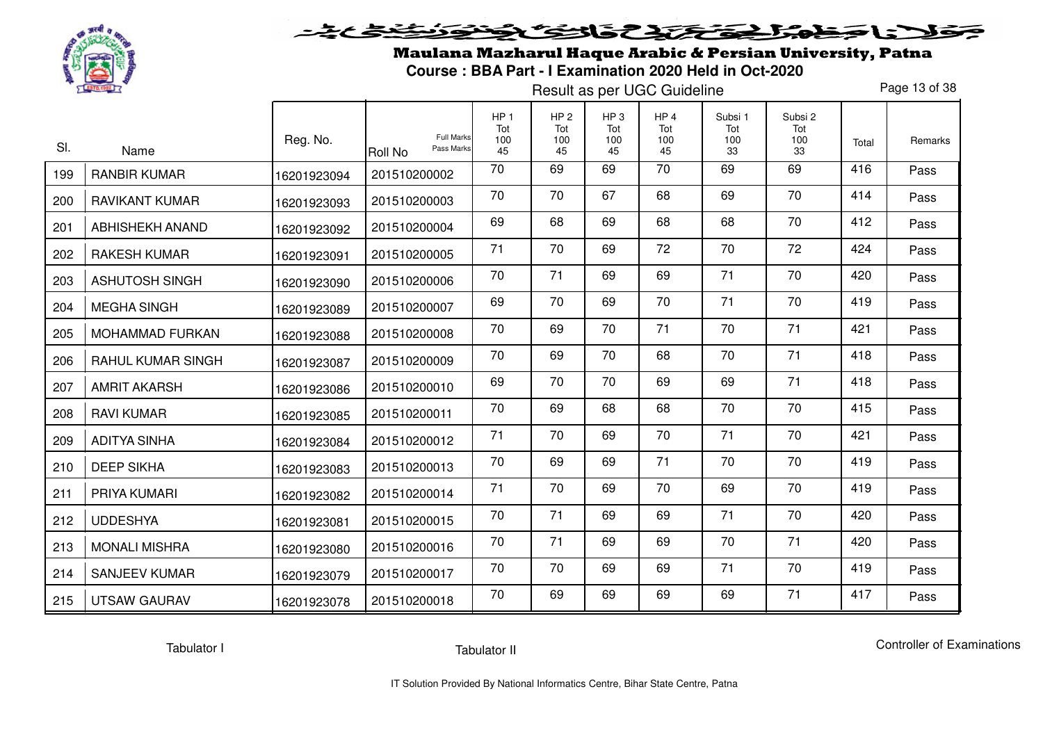# Maulana Mazharul Haque Arabic & Persian University, Patna

## Course : BBA Part - I Examination 2020 Held in Oct-2020

Result as per UGC Guideline

| Sl. | Name | Reg. No. | Roll No (Full Marks / Pass Marks) | HP 1 Tot 100 45 | HP 2 Tot 100 45 | HP 3 Tot 100 45 | HP 4 Tot 100 45 | Subsi 1 Tot 100 33 | Subsi 2 Tot 100 33 | Total | Remarks |
|---|---|---|---|---|---|---|---|---|---|---|---|
| 199 | RANBIR KUMAR | 16201923094 | 201510200002 | 70 | 69 | 69 | 70 | 69 | 69 | 416 | Pass |
| 200 | RAVIKANT KUMAR | 16201923093 | 201510200003 | 70 | 70 | 67 | 68 | 69 | 70 | 414 | Pass |
| 201 | ABHISHEKH ANAND | 16201923092 | 201510200004 | 69 | 68 | 69 | 68 | 68 | 70 | 412 | Pass |
| 202 | RAKESH KUMAR | 16201923091 | 201510200005 | 71 | 70 | 69 | 72 | 70 | 72 | 424 | Pass |
| 203 | ASHUTOSH SINGH | 16201923090 | 201510200006 | 70 | 71 | 69 | 69 | 71 | 70 | 420 | Pass |
| 204 | MEGHA SINGH | 16201923089 | 201510200007 | 69 | 70 | 69 | 70 | 71 | 70 | 419 | Pass |
| 205 | MOHAMMAD FURKAN | 16201923088 | 201510200008 | 70 | 69 | 70 | 71 | 70 | 71 | 421 | Pass |
| 206 | RAHUL KUMAR SINGH | 16201923087 | 201510200009 | 70 | 69 | 70 | 68 | 70 | 71 | 418 | Pass |
| 207 | AMRIT AKARSH | 16201923086 | 201510200010 | 69 | 70 | 70 | 69 | 69 | 71 | 418 | Pass |
| 208 | RAVI KUMAR | 16201923085 | 201510200011 | 70 | 69 | 68 | 68 | 70 | 70 | 415 | Pass |
| 209 | ADITYA SINHA | 16201923084 | 201510200012 | 71 | 70 | 69 | 70 | 71 | 70 | 421 | Pass |
| 210 | DEEP SIKHA | 16201923083 | 201510200013 | 70 | 69 | 69 | 71 | 70 | 70 | 419 | Pass |
| 211 | PRIYA KUMARI | 16201923082 | 201510200014 | 71 | 70 | 69 | 70 | 69 | 70 | 419 | Pass |
| 212 | UDDESHYA | 16201923081 | 201510200015 | 70 | 71 | 69 | 69 | 71 | 70 | 420 | Pass |
| 213 | MONALI MISHRA | 16201923080 | 201510200016 | 70 | 71 | 69 | 69 | 70 | 71 | 420 | Pass |
| 214 | SANJEEV KUMAR | 16201923079 | 201510200017 | 70 | 70 | 69 | 69 | 71 | 70 | 419 | Pass |
| 215 | UTSAW GAURAV | 16201923078 | 201510200018 | 70 | 69 | 69 | 69 | 69 | 71 | 417 | Pass |

Tabulator I Tabulator II Controller of Examinations

IT Solution Provided By National Informatics Centre, Bihar State Centre, Patna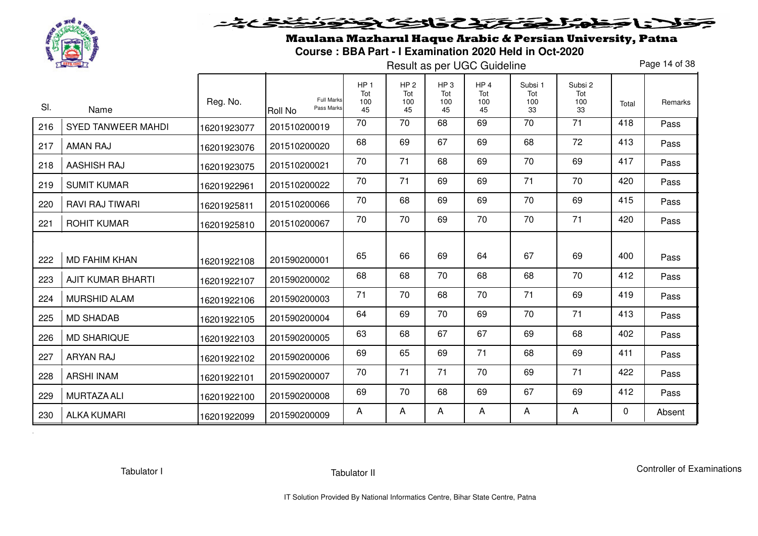# Maulana Mazharul Haque Arabic & Persian University, Patna

**Course : BBA Part - I Examination 2020 Held in Oct-2020**

Result as per UGC Guideline

| Sl. | Name | Reg. No. | Roll No (Full Marks / Pass Marks) | HP 1 Tot 100 45 | HP 2 Tot 100 45 | HP 3 Tot 100 45 | HP 4 Tot 100 45 | Subsi 1 Tot 100 33 | Subsi 2 Tot 100 33 | Total | Remarks |
|---|---|---|---|---|---|---|---|---|---|---|---|
| 216 | SYED TANWEER MAHDI | 16201923077 | 201510200019 | 70 | 70 | 68 | 69 | 70 | 71 | 418 | Pass |
| 217 | AMAN RAJ | 16201923076 | 201510200020 | 68 | 69 | 67 | 69 | 68 | 72 | 413 | Pass |
| 218 | AASHISH RAJ | 16201923075 | 201510200021 | 70 | 71 | 68 | 69 | 70 | 69 | 417 | Pass |
| 219 | SUMIT KUMAR | 16201922961 | 201510200022 | 70 | 71 | 69 | 69 | 71 | 70 | 420 | Pass |
| 220 | RAVI RAJ TIWARI | 16201925811 | 201510200066 | 70 | 68 | 69 | 69 | 70 | 69 | 415 | Pass |
| 221 | ROHIT KUMAR | 16201925810 | 201510200067 | 70 | 70 | 69 | 70 | 70 | 71 | 420 | Pass |
| 222 | MD FAHIM KHAN | 16201922108 | 201590200001 | 65 | 66 | 69 | 64 | 67 | 69 | 400 | Pass |
| 223 | AJIT KUMAR BHARTI | 16201922107 | 201590200002 | 68 | 68 | 70 | 68 | 68 | 70 | 412 | Pass |
| 224 | MURSHID ALAM | 16201922106 | 201590200003 | 71 | 70 | 68 | 70 | 71 | 69 | 419 | Pass |
| 225 | MD SHADAB | 16201922105 | 201590200004 | 64 | 69 | 70 | 69 | 70 | 71 | 413 | Pass |
| 226 | MD SHARIQUE | 16201922103 | 201590200005 | 63 | 68 | 67 | 67 | 69 | 68 | 402 | Pass |
| 227 | ARYAN RAJ | 16201922102 | 201590200006 | 69 | 65 | 69 | 71 | 68 | 69 | 411 | Pass |
| 228 | ARSHI INAM | 16201922101 | 201590200007 | 70 | 71 | 71 | 70 | 69 | 71 | 422 | Pass |
| 229 | MURTAZA ALI | 16201922100 | 201590200008 | 69 | 70 | 68 | 69 | 67 | 69 | 412 | Pass |
| 230 | ALKA KUMARI | 16201922099 | 201590200009 | A | A | A | A | A | A | 0 | Absent |

Tabulator I          Tabulator II          Controller of Examinations

IT Solution Provided By National Informatics Centre, Bihar State Centre, Patna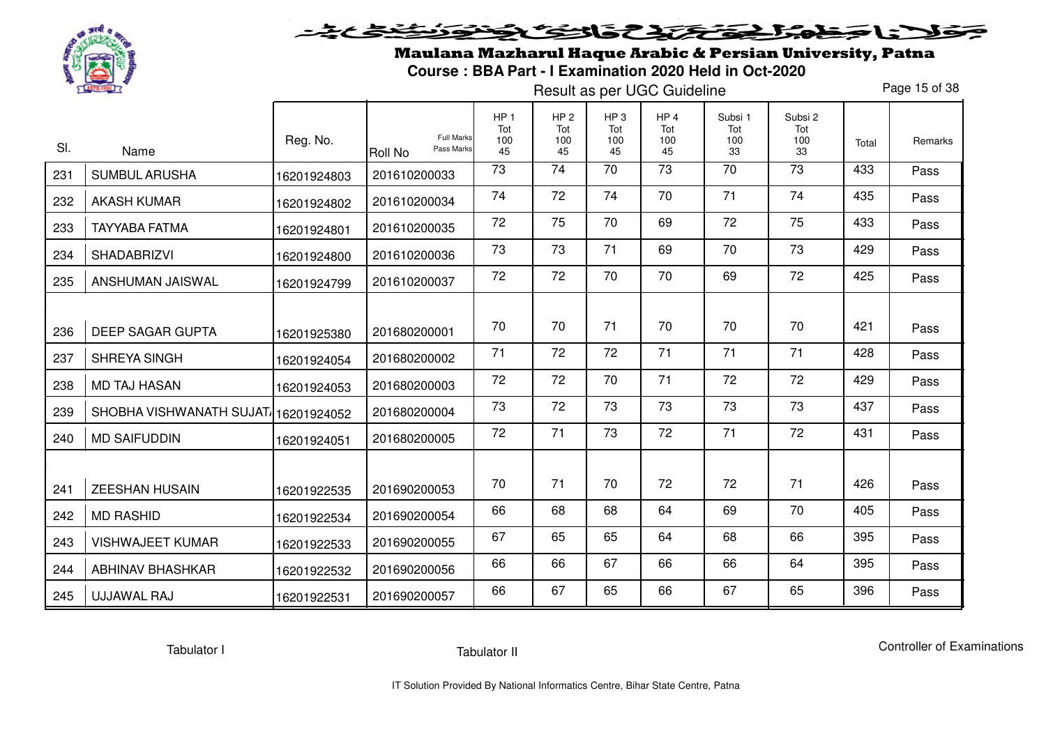# Maulana Mazharul Haque Arabic & Persian University, Patna

## Course : BBA Part - I Examination 2020 Held in Oct-2020

Result as per UGC Guideline

| Sl. | Name | Reg. No. | Roll No (Full Marks / Pass Marks) | HP 1 Tot 100 45 | HP 2 Tot 100 45 | HP 3 Tot 100 45 | HP 4 Tot 100 45 | Subsi 1 Tot 100 33 | Subsi 2 Tot 100 33 | Total | Remarks |
|---|---|---|---|---|---|---|---|---|---|---|---|
| 231 | SUMBUL ARUSHA | 16201924803 | 201610200033 | 73 | 74 | 70 | 73 | 70 | 73 | 433 | Pass |
| 232 | AKASH KUMAR | 16201924802 | 201610200034 | 74 | 72 | 74 | 70 | 71 | 74 | 435 | Pass |
| 233 | TAYYABA FATMA | 16201924801 | 201610200035 | 72 | 75 | 70 | 69 | 72 | 75 | 433 | Pass |
| 234 | SHADABRIZVI | 16201924800 | 201610200036 | 73 | 73 | 71 | 69 | 70 | 73 | 429 | Pass |
| 235 | ANSHUMAN JAISWAL | 16201924799 | 201610200037 | 72 | 72 | 70 | 70 | 69 | 72 | 425 | Pass |
| 236 | DEEP SAGAR GUPTA | 16201925380 | 201680200001 | 70 | 70 | 71 | 70 | 70 | 70 | 421 | Pass |
| 237 | SHREYA SINGH | 16201924054 | 201680200002 | 71 | 72 | 72 | 71 | 71 | 71 | 428 | Pass |
| 238 | MD TAJ HASAN | 16201924053 | 201680200003 | 72 | 72 | 70 | 71 | 72 | 72 | 429 | Pass |
| 239 | SHOBHA VISHWANATH SUJAT/ | 16201924052 | 201680200004 | 73 | 72 | 73 | 73 | 73 | 73 | 437 | Pass |
| 240 | MD SAIFUDDIN | 16201924051 | 201680200005 | 72 | 71 | 73 | 72 | 71 | 72 | 431 | Pass |
| 241 | ZEESHAN HUSAIN | 16201922535 | 201690200053 | 70 | 71 | 70 | 72 | 72 | 71 | 426 | Pass |
| 242 | MD RASHID | 16201922534 | 201690200054 | 66 | 68 | 68 | 64 | 69 | 70 | 405 | Pass |
| 243 | VISHWAJEET KUMAR | 16201922533 | 201690200055 | 67 | 65 | 65 | 64 | 68 | 66 | 395 | Pass |
| 244 | ABHINAV BHASHKAR | 16201922532 | 201690200056 | 66 | 66 | 67 | 66 | 66 | 64 | 395 | Pass |
| 245 | UJJAWAL RAJ | 16201922531 | 201690200057 | 66 | 67 | 65 | 66 | 67 | 65 | 396 | Pass |

Tabulator I    Tabulator II    Controller of Examinations

IT Solution Provided By National Informatics Centre, Bihar State Centre, Patna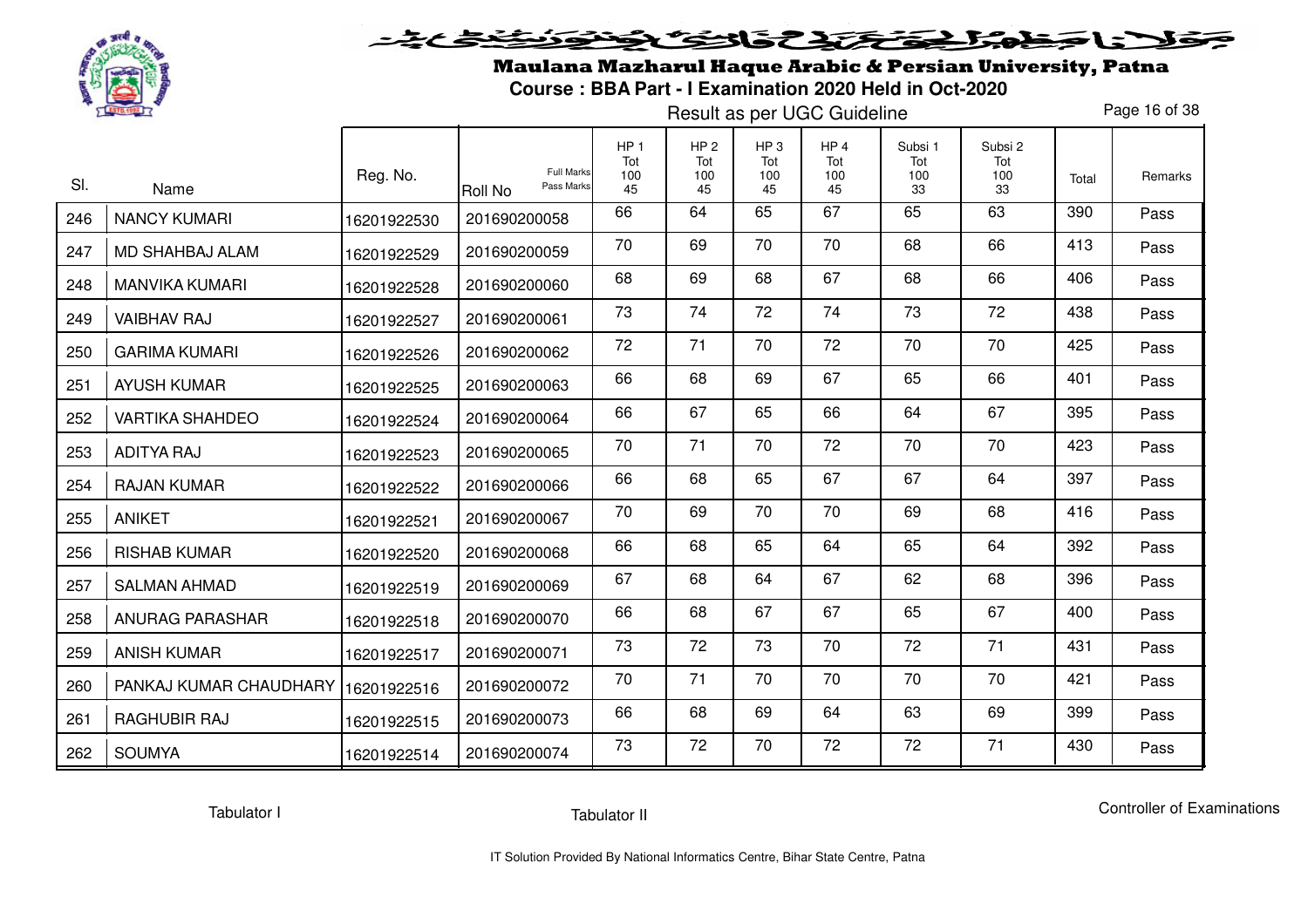# Maulana Mazharul Haque Arabic & Persian University, Patna

**Course : BBA Part - I Examination 2020 Held in Oct-2020**

Result as per UGC Guideline

| Sl. | Name | Reg. No. | Roll No (Full Marks / Pass Marks) | HP 1 Tot 100 45 | HP 2 Tot 100 45 | HP 3 Tot 100 45 | HP 4 Tot 100 45 | Subsi 1 Tot 100 33 | Subsi 2 Tot 100 33 | Total | Remarks |
|---|---|---|---|---|---|---|---|---|---|---|---|
| 246 | NANCY KUMARI | 16201922530 | 201690200058 | 66 | 64 | 65 | 67 | 65 | 63 | 390 | Pass |
| 247 | MD SHAHBAJ ALAM | 16201922529 | 201690200059 | 70 | 69 | 70 | 70 | 68 | 66 | 413 | Pass |
| 248 | MANVIKA KUMARI | 16201922528 | 201690200060 | 68 | 69 | 68 | 67 | 68 | 66 | 406 | Pass |
| 249 | VAIBHAV RAJ | 16201922527 | 201690200061 | 73 | 74 | 72 | 74 | 73 | 72 | 438 | Pass |
| 250 | GARIMA KUMARI | 16201922526 | 201690200062 | 72 | 71 | 70 | 72 | 70 | 70 | 425 | Pass |
| 251 | AYUSH KUMAR | 16201922525 | 201690200063 | 66 | 68 | 69 | 67 | 65 | 66 | 401 | Pass |
| 252 | VARTIKA SHAHDEO | 16201922524 | 201690200064 | 66 | 67 | 65 | 66 | 64 | 67 | 395 | Pass |
| 253 | ADITYA RAJ | 16201922523 | 201690200065 | 70 | 71 | 70 | 72 | 70 | 70 | 423 | Pass |
| 254 | RAJAN KUMAR | 16201922522 | 201690200066 | 66 | 68 | 65 | 67 | 67 | 64 | 397 | Pass |
| 255 | ANIKET | 16201922521 | 201690200067 | 70 | 69 | 70 | 70 | 69 | 68 | 416 | Pass |
| 256 | RISHAB KUMAR | 16201922520 | 201690200068 | 66 | 68 | 65 | 64 | 65 | 64 | 392 | Pass |
| 257 | SALMAN AHMAD | 16201922519 | 201690200069 | 67 | 68 | 64 | 67 | 62 | 68 | 396 | Pass |
| 258 | ANURAG PARASHAR | 16201922518 | 201690200070 | 66 | 68 | 67 | 67 | 65 | 67 | 400 | Pass |
| 259 | ANISH KUMAR | 16201922517 | 201690200071 | 73 | 72 | 73 | 70 | 72 | 71 | 431 | Pass |
| 260 | PANKAJ KUMAR CHAUDHARY | 16201922516 | 201690200072 | 70 | 71 | 70 | 70 | 70 | 70 | 421 | Pass |
| 261 | RAGHUBIR RAJ | 16201922515 | 201690200073 | 66 | 68 | 69 | 64 | 63 | 69 | 399 | Pass |
| 262 | SOUMYA | 16201922514 | 201690200074 | 73 | 72 | 70 | 72 | 72 | 71 | 430 | Pass |

Tabulator I | Tabulator II | Controller of Examinations

IT Solution Provided By National Informatics Centre, Bihar State Centre, Patna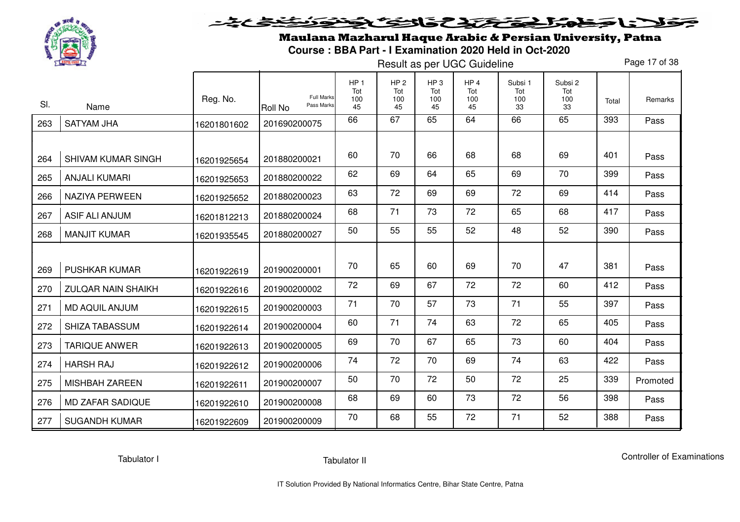# Maulana Mazharul Haque Arabic & Persian University, Patna

## Course : BBA Part - I Examination 2020 Held in Oct-2020

Result as per UGC Guideline

| Sl. | Name | Reg. No. | Roll No (Full Marks / Pass Marks) | HP 1 Tot 100 45 | HP 2 Tot 100 45 | HP 3 Tot 100 45 | HP 4 Tot 100 45 | Subsi 1 Tot 100 33 | Subsi 2 Tot 100 33 | Total | Remarks |
|---|---|---|---|---|---|---|---|---|---|---|---|
| 263 | SATYAM JHA | 16201801602 | 201690200075 | 66 | 67 | 65 | 64 | 66 | 65 | 393 | Pass |
| 264 | SHIVAM KUMAR SINGH | 16201925654 | 201880200021 | 60 | 70 | 66 | 68 | 68 | 69 | 401 | Pass |
| 265 | ANJALI KUMARI | 16201925653 | 201880200022 | 62 | 69 | 64 | 65 | 69 | 70 | 399 | Pass |
| 266 | NAZIYA PERWEEN | 16201925652 | 201880200023 | 63 | 72 | 69 | 69 | 72 | 69 | 414 | Pass |
| 267 | ASIF ALI ANJUM | 16201812213 | 201880200024 | 68 | 71 | 73 | 72 | 65 | 68 | 417 | Pass |
| 268 | MANJIT KUMAR | 16201935545 | 201880200027 | 50 | 55 | 55 | 52 | 48 | 52 | 390 | Pass |
| 269 | PUSHKAR KUMAR | 16201922619 | 201900200001 | 70 | 65 | 60 | 69 | 70 | 47 | 381 | Pass |
| 270 | ZULQAR NAIN SHAIKH | 16201922616 | 201900200002 | 72 | 69 | 67 | 72 | 72 | 60 | 412 | Pass |
| 271 | MD AQUIL ANJUM | 16201922615 | 201900200003 | 71 | 70 | 57 | 73 | 71 | 55 | 397 | Pass |
| 272 | SHIZA TABASSUM | 16201922614 | 201900200004 | 60 | 71 | 74 | 63 | 72 | 65 | 405 | Pass |
| 273 | TARIQUE ANWER | 16201922613 | 201900200005 | 69 | 70 | 67 | 65 | 73 | 60 | 404 | Pass |
| 274 | HARSH RAJ | 16201922612 | 201900200006 | 74 | 72 | 70 | 69 | 74 | 63 | 422 | Pass |
| 275 | MISHBAH ZAREEN | 16201922611 | 201900200007 | 50 | 70 | 72 | 50 | 72 | 25 | 339 | Promoted |
| 276 | MD ZAFAR SADIQUE | 16201922610 | 201900200008 | 68 | 69 | 60 | 73 | 72 | 56 | 398 | Pass |
| 277 | SUGANDH KUMAR | 16201922609 | 201900200009 | 70 | 68 | 55 | 72 | 71 | 52 | 388 | Pass |

Tabulator I | Tabulator II | Controller of Examinations

IT Solution Provided By National Informatics Centre, Bihar State Centre, Patna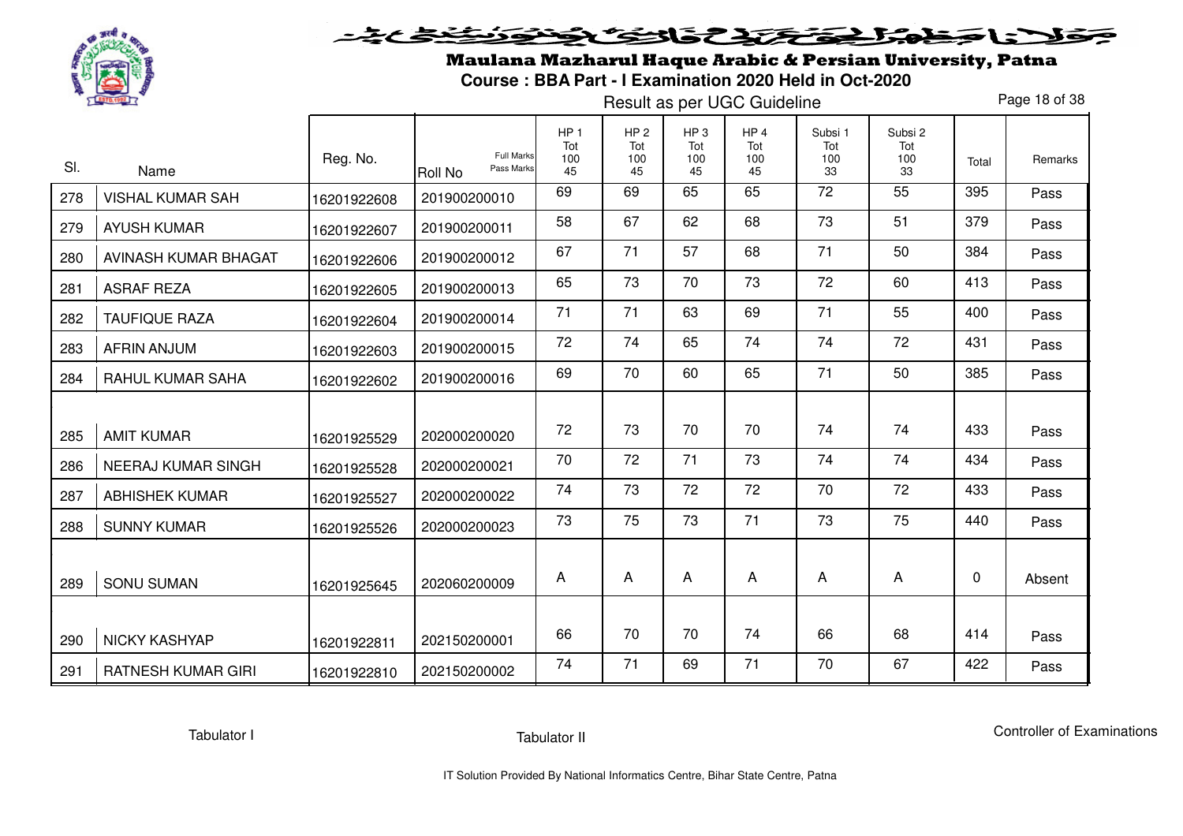# Maulana Mazharul Haque Arabic & Persian University, Patna

**Course : BBA Part - I Examination 2020 Held in Oct-2020**

Result as per UGC Guideline

| Sl. | Name | Reg. No. | Roll No (Full Marks / Pass Marks) | HP 1 Tot 100 45 | HP 2 Tot 100 45 | HP 3 Tot 100 45 | HP 4 Tot 100 45 | Subsi 1 Tot 100 33 | Subsi 2 Tot 100 33 | Total | Remarks |
|---|---|---|---|---|---|---|---|---|---|---|---|
| 278 | VISHAL KUMAR SAH | 16201922608 | 201900200010 | 69 | 69 | 65 | 65 | 72 | 55 | 395 | Pass |
| 279 | AYUSH KUMAR | 16201922607 | 201900200011 | 58 | 67 | 62 | 68 | 73 | 51 | 379 | Pass |
| 280 | AVINASH KUMAR BHAGAT | 16201922606 | 201900200012 | 67 | 71 | 57 | 68 | 71 | 50 | 384 | Pass |
| 281 | ASRAF REZA | 16201922605 | 201900200013 | 65 | 73 | 70 | 73 | 72 | 60 | 413 | Pass |
| 282 | TAUFIQUE RAZA | 16201922604 | 201900200014 | 71 | 71 | 63 | 69 | 71 | 55 | 400 | Pass |
| 283 | AFRIN ANJUM | 16201922603 | 201900200015 | 72 | 74 | 65 | 74 | 74 | 72 | 431 | Pass |
| 284 | RAHUL KUMAR SAHA | 16201922602 | 201900200016 | 69 | 70 | 60 | 65 | 71 | 50 | 385 | Pass |
| 285 | AMIT KUMAR | 16201925529 | 202000200020 | 72 | 73 | 70 | 70 | 74 | 74 | 433 | Pass |
| 286 | NEERAJ KUMAR SINGH | 16201925528 | 202000200021 | 70 | 72 | 71 | 73 | 74 | 74 | 434 | Pass |
| 287 | ABHISHEK KUMAR | 16201925527 | 202000200022 | 74 | 73 | 72 | 72 | 70 | 72 | 433 | Pass |
| 288 | SUNNY KUMAR | 16201925526 | 202000200023 | 73 | 75 | 73 | 71 | 73 | 75 | 440 | Pass |
| 289 | SONU SUMAN | 16201925645 | 202060200009 | A | A | A | A | A | A | 0 | Absent |
| 290 | NICKY KASHYAP | 16201922811 | 202150200001 | 66 | 70 | 70 | 74 | 66 | 68 | 414 | Pass |
| 291 | RATNESH KUMAR GIRI | 16201922810 | 202150200002 | 74 | 71 | 69 | 71 | 70 | 67 | 422 | Pass |

Tabulator I Tabulator II Controller of Examinations

IT Solution Provided By National Informatics Centre, Bihar State Centre, Patna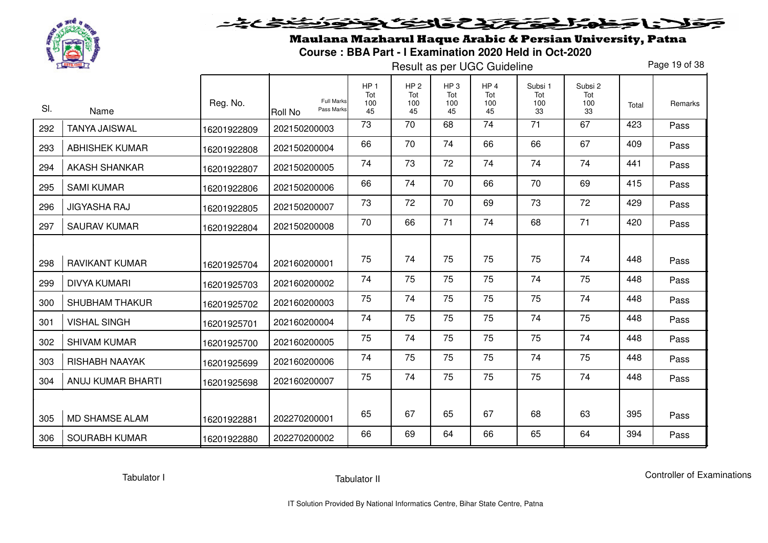# Maulana Mazharul Haque Arabic & Persian University, Patna

**Course : BBA Part - I Examination 2020 Held in Oct-2020**

Result as per UGC Guideline

| Sl. | Name | Reg. No. | Roll No (Full Marks / Pass Marks) | HP 1 Tot 100 45 | HP 2 Tot 100 45 | HP 3 Tot 100 45 | HP 4 Tot 100 45 | Subsi 1 Tot 100 33 | Subsi 2 Tot 100 33 | Total | Remarks |
|---|---|---|---|---|---|---|---|---|---|---|---|
| 292 | TANYA JAISWAL | 16201922809 | 202150200003 | 73 | 70 | 68 | 74 | 71 | 67 | 423 | Pass |
| 293 | ABHISHEK KUMAR | 16201922808 | 202150200004 | 66 | 70 | 74 | 66 | 66 | 67 | 409 | Pass |
| 294 | AKASH SHANKAR | 16201922807 | 202150200005 | 74 | 73 | 72 | 74 | 74 | 74 | 441 | Pass |
| 295 | SAMI KUMAR | 16201922806 | 202150200006 | 66 | 74 | 70 | 66 | 70 | 69 | 415 | Pass |
| 296 | JIGYASHA RAJ | 16201922805 | 202150200007 | 73 | 72 | 70 | 69 | 73 | 72 | 429 | Pass |
| 297 | SAURAV KUMAR | 16201922804 | 202150200008 | 70 | 66 | 71 | 74 | 68 | 71 | 420 | Pass |
| 298 | RAVIKANT KUMAR | 16201925704 | 202160200001 | 75 | 74 | 75 | 75 | 75 | 74 | 448 | Pass |
| 299 | DIVYA KUMARI | 16201925703 | 202160200002 | 74 | 75 | 75 | 75 | 74 | 75 | 448 | Pass |
| 300 | SHUBHAM THAKUR | 16201925702 | 202160200003 | 75 | 74 | 75 | 75 | 75 | 74 | 448 | Pass |
| 301 | VISHAL SINGH | 16201925701 | 202160200004 | 74 | 75 | 75 | 75 | 74 | 75 | 448 | Pass |
| 302 | SHIVAM KUMAR | 16201925700 | 202160200005 | 75 | 74 | 75 | 75 | 75 | 74 | 448 | Pass |
| 303 | RISHABH NAAYAK | 16201925699 | 202160200006 | 74 | 75 | 75 | 75 | 74 | 75 | 448 | Pass |
| 304 | ANUJ KUMAR BHARTI | 16201925698 | 202160200007 | 75 | 74 | 75 | 75 | 75 | 74 | 448 | Pass |
| 305 | MD SHAMSE ALAM | 16201922881 | 202270200001 | 65 | 67 | 65 | 67 | 68 | 63 | 395 | Pass |
| 306 | SOURABH KUMAR | 16201922880 | 202270200002 | 66 | 69 | 64 | 66 | 65 | 64 | 394 | Pass |

Tabulator I &nbsp;&nbsp;&nbsp;&nbsp; Tabulator II &nbsp;&nbsp;&nbsp;&nbsp; Controller of Examinations

IT Solution Provided By National Informatics Centre, Bihar State Centre, Patna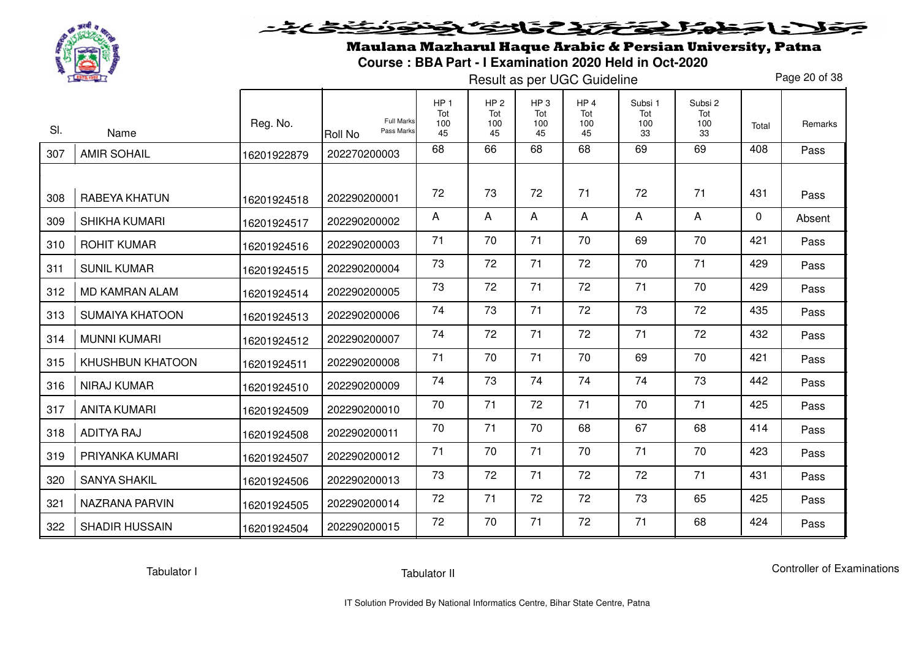# Maulana Mazharul Haque Arabic & Persian University, Patna

## Course : BBA Part - I Examination 2020 Held in Oct-2020

### Result as per UGC Guideline

| Sl. | Name | Reg. No. | Roll No (Full Marks / Pass Marks) | HP 1 Tot 100 45 | HP 2 Tot 100 45 | HP 3 Tot 100 45 | HP 4 Tot 100 45 | Subsi 1 Tot 100 33 | Subsi 2 Tot 100 33 | Total | Remarks |
|---|---|---|---|---|---|---|---|---|---|---|---|
| 307 | AMIR SOHAIL | 16201922879 | 202270200003 | 68 | 66 | 68 | 68 | 69 | 69 | 408 | Pass |
| 308 | RABEYA KHATUN | 16201924518 | 202290200001 | 72 | 73 | 72 | 71 | 72 | 71 | 431 | Pass |
| 309 | SHIKHA KUMARI | 16201924517 | 202290200002 | A | A | A | A | A | A | 0 | Absent |
| 310 | ROHIT KUMAR | 16201924516 | 202290200003 | 71 | 70 | 71 | 70 | 69 | 70 | 421 | Pass |
| 311 | SUNIL KUMAR | 16201924515 | 202290200004 | 73 | 72 | 71 | 72 | 70 | 71 | 429 | Pass |
| 312 | MD KAMRAN ALAM | 16201924514 | 202290200005 | 73 | 72 | 71 | 72 | 71 | 70 | 429 | Pass |
| 313 | SUMAIYA KHATOON | 16201924513 | 202290200006 | 74 | 73 | 71 | 72 | 73 | 72 | 435 | Pass |
| 314 | MUNNI KUMARI | 16201924512 | 202290200007 | 74 | 72 | 71 | 72 | 71 | 72 | 432 | Pass |
| 315 | KHUSHBUN KHATOON | 16201924511 | 202290200008 | 71 | 70 | 71 | 70 | 69 | 70 | 421 | Pass |
| 316 | NIRAJ KUMAR | 16201924510 | 202290200009 | 74 | 73 | 74 | 74 | 74 | 73 | 442 | Pass |
| 317 | ANITA KUMARI | 16201924509 | 202290200010 | 70 | 71 | 72 | 71 | 70 | 71 | 425 | Pass |
| 318 | ADITYA RAJ | 16201924508 | 202290200011 | 70 | 71 | 70 | 68 | 67 | 68 | 414 | Pass |
| 319 | PRIYANKA KUMARI | 16201924507 | 202290200012 | 71 | 70 | 71 | 70 | 71 | 70 | 423 | Pass |
| 320 | SANYA SHAKIL | 16201924506 | 202290200013 | 73 | 72 | 71 | 72 | 72 | 71 | 431 | Pass |
| 321 | NAZRANA PARVIN | 16201924505 | 202290200014 | 72 | 71 | 72 | 72 | 73 | 65 | 425 | Pass |
| 322 | SHADIR HUSSAIN | 16201924504 | 202290200015 | 72 | 70 | 71 | 72 | 71 | 68 | 424 | Pass |

Tabulator I | Tabulator II | Controller of Examinations

IT Solution Provided By National Informatics Centre, Bihar State Centre, Patna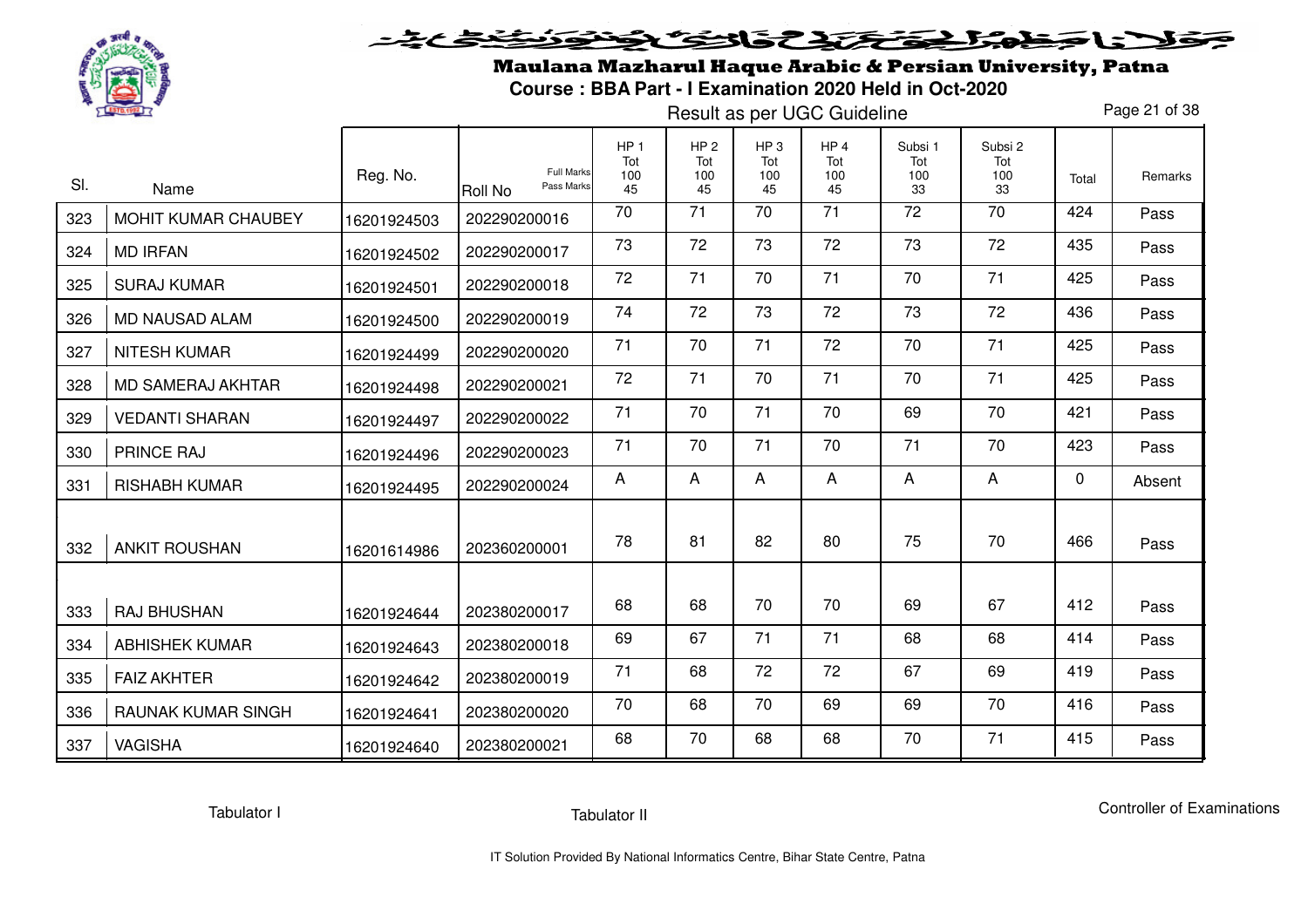# Maulana Mazharul Haque Arabic & Persian University, Patna

## Course : BBA Part - I Examination 2020 Held in Oct-2020

Result as per UGC Guideline

| Sl. | Name | Reg. No. | Roll No (Full Marks / Pass Marks) | HP 1 Tot 100 45 | HP 2 Tot 100 45 | HP 3 Tot 100 45 | HP 4 Tot 100 45 | Subsi 1 Tot 100 33 | Subsi 2 Tot 100 33 | Total | Remarks |
|---|---|---|---|---|---|---|---|---|---|---|---|
| 323 | MOHIT KUMAR CHAUBEY | 16201924503 | 202290200016 | 70 | 71 | 70 | 71 | 72 | 70 | 424 | Pass |
| 324 | MD IRFAN | 16201924502 | 202290200017 | 73 | 72 | 73 | 72 | 73 | 72 | 435 | Pass |
| 325 | SURAJ KUMAR | 16201924501 | 202290200018 | 72 | 71 | 70 | 71 | 70 | 71 | 425 | Pass |
| 326 | MD NAUSAD ALAM | 16201924500 | 202290200019 | 74 | 72 | 73 | 72 | 73 | 72 | 436 | Pass |
| 327 | NITESH KUMAR | 16201924499 | 202290200020 | 71 | 70 | 71 | 72 | 70 | 71 | 425 | Pass |
| 328 | MD SAMERAJ AKHTAR | 16201924498 | 202290200021 | 72 | 71 | 70 | 71 | 70 | 71 | 425 | Pass |
| 329 | VEDANTI SHARAN | 16201924497 | 202290200022 | 71 | 70 | 71 | 70 | 69 | 70 | 421 | Pass |
| 330 | PRINCE RAJ | 16201924496 | 202290200023 | 71 | 70 | 71 | 70 | 71 | 70 | 423 | Pass |
| 331 | RISHABH KUMAR | 16201924495 | 202290200024 | A | A | A | A | A | A | 0 | Absent |
| 332 | ANKIT ROUSHAN | 16201614986 | 202360200001 | 78 | 81 | 82 | 80 | 75 | 70 | 466 | Pass |
| 333 | RAJ BHUSHAN | 16201924644 | 202380200017 | 68 | 68 | 70 | 70 | 69 | 67 | 412 | Pass |
| 334 | ABHISHEK KUMAR | 16201924643 | 202380200018 | 69 | 67 | 71 | 71 | 68 | 68 | 414 | Pass |
| 335 | FAIZ AKHTER | 16201924642 | 202380200019 | 71 | 68 | 72 | 72 | 67 | 69 | 419 | Pass |
| 336 | RAUNAK KUMAR SINGH | 16201924641 | 202380200020 | 70 | 68 | 70 | 69 | 69 | 70 | 416 | Pass |
| 337 | VAGISHA | 16201924640 | 202380200021 | 68 | 70 | 68 | 68 | 70 | 71 | 415 | Pass |

Tabulator I          Tabulator II          Controller of Examinations

IT Solution Provided By National Informatics Centre, Bihar State Centre, Patna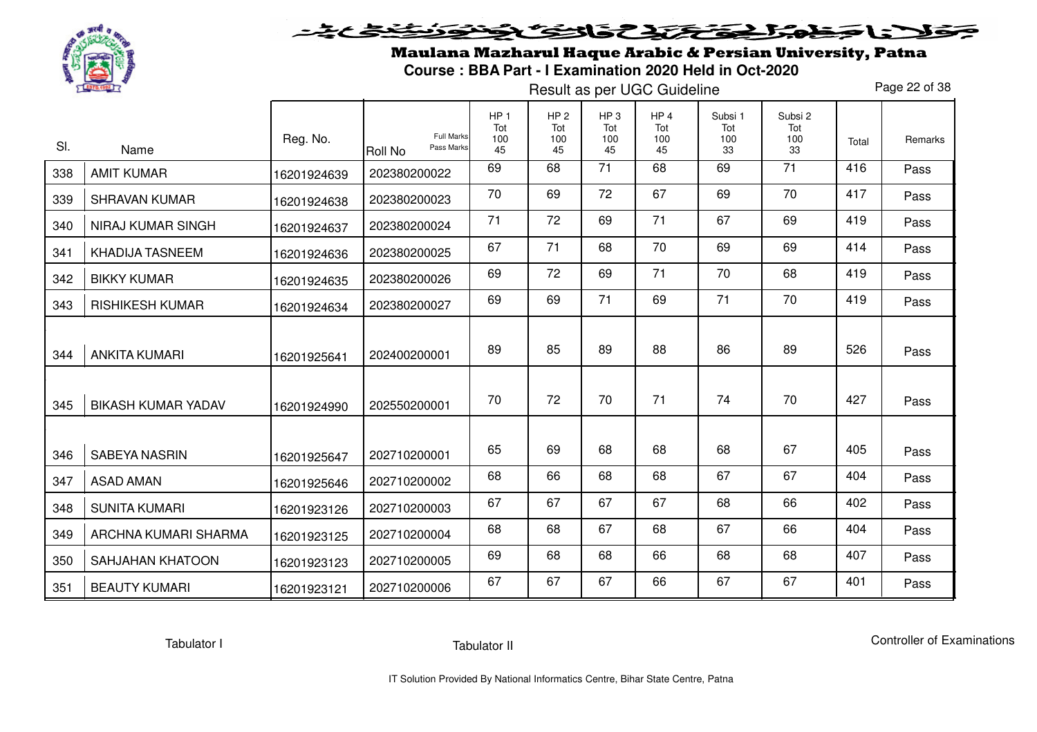# Maulana Mazharul Haque Arabic & Persian University, Patna

**Course : BBA Part - I Examination 2020 Held in Oct-2020**

Result as per UGC Guideline

| Sl. | Name | Reg. No. | Roll No (Full Marks / Pass Marks) | HP 1 Tot 100 45 | HP 2 Tot 100 45 | HP 3 Tot 100 45 | HP 4 Tot 100 45 | Subsi 1 Tot 100 33 | Subsi 2 Tot 100 33 | Total | Remarks |
|---|---|---|---|---|---|---|---|---|---|---|---|
| 338 | AMIT KUMAR | 16201924639 | 202380200022 | 69 | 68 | 71 | 68 | 69 | 71 | 416 | Pass |
| 339 | SHRAVAN KUMAR | 16201924638 | 202380200023 | 70 | 69 | 72 | 67 | 69 | 70 | 417 | Pass |
| 340 | NIRAJ KUMAR SINGH | 16201924637 | 202380200024 | 71 | 72 | 69 | 71 | 67 | 69 | 419 | Pass |
| 341 | KHADIJA TASNEEM | 16201924636 | 202380200025 | 67 | 71 | 68 | 70 | 69 | 69 | 414 | Pass |
| 342 | BIKKY KUMAR | 16201924635 | 202380200026 | 69 | 72 | 69 | 71 | 70 | 68 | 419 | Pass |
| 343 | RISHIKESH KUMAR | 16201924634 | 202380200027 | 69 | 69 | 71 | 69 | 71 | 70 | 419 | Pass |
| 344 | ANKITA KUMARI | 16201925641 | 202400200001 | 89 | 85 | 89 | 88 | 86 | 89 | 526 | Pass |
| 345 | BIKASH KUMAR YADAV | 16201924990 | 202550200001 | 70 | 72 | 70 | 71 | 74 | 70 | 427 | Pass |
| 346 | SABEYA NASRIN | 16201925647 | 202710200001 | 65 | 69 | 68 | 68 | 68 | 67 | 405 | Pass |
| 347 | ASAD AMAN | 16201925646 | 202710200002 | 68 | 66 | 68 | 68 | 67 | 67 | 404 | Pass |
| 348 | SUNITA KUMARI | 16201923126 | 202710200003 | 67 | 67 | 67 | 67 | 68 | 66 | 402 | Pass |
| 349 | ARCHNA KUMARI SHARMA | 16201923125 | 202710200004 | 68 | 68 | 67 | 68 | 67 | 66 | 404 | Pass |
| 350 | SAHJAHAN KHATOON | 16201923123 | 202710200005 | 69 | 68 | 68 | 66 | 68 | 68 | 407 | Pass |
| 351 | BEAUTY KUMARI | 16201923121 | 202710200006 | 67 | 67 | 67 | 66 | 67 | 67 | 401 | Pass |

Tabulator I        Tabulator II        Controller of Examinations

IT Solution Provided By National Informatics Centre, Bihar State Centre, Patna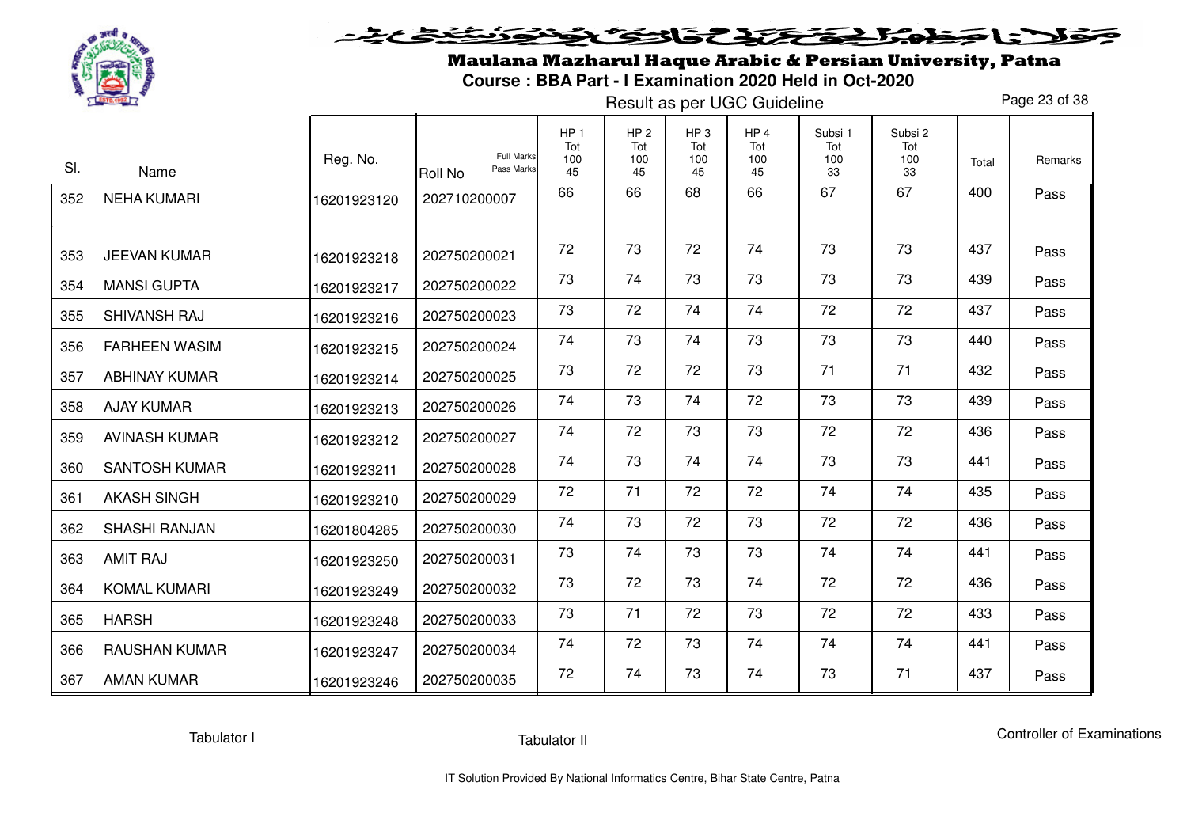# Maulana Mazharul Haque Arabic & Persian University, Patna

**Course : BBA Part - I Examination 2020 Held in Oct-2020**

Result as per UGC Guideline

| Sl. | Name | Reg. No. | Roll No (Full Marks / Pass Marks) | HP 1 Tot 100 45 | HP 2 Tot 100 45 | HP 3 Tot 100 45 | HP 4 Tot 100 45 | Subsi 1 Tot 100 33 | Subsi 2 Tot 100 33 | Total | Remarks |
|---|---|---|---|---|---|---|---|---|---|---|---|
| 352 | NEHA KUMARI | 16201923120 | 202710200007 | 66 | 66 | 68 | 66 | 67 | 67 | 400 | Pass |
| 353 | JEEVAN KUMAR | 16201923218 | 202750200021 | 72 | 73 | 72 | 74 | 73 | 73 | 437 | Pass |
| 354 | MANSI GUPTA | 16201923217 | 202750200022 | 73 | 74 | 73 | 73 | 73 | 73 | 439 | Pass |
| 355 | SHIVANSH RAJ | 16201923216 | 202750200023 | 73 | 72 | 74 | 74 | 72 | 72 | 437 | Pass |
| 356 | FARHEEN WASIM | 16201923215 | 202750200024 | 74 | 73 | 74 | 73 | 73 | 73 | 440 | Pass |
| 357 | ABHINAY KUMAR | 16201923214 | 202750200025 | 73 | 72 | 72 | 73 | 71 | 71 | 432 | Pass |
| 358 | AJAY KUMAR | 16201923213 | 202750200026 | 74 | 73 | 74 | 72 | 73 | 73 | 439 | Pass |
| 359 | AVINASH KUMAR | 16201923212 | 202750200027 | 74 | 72 | 73 | 73 | 72 | 72 | 436 | Pass |
| 360 | SANTOSH KUMAR | 16201923211 | 202750200028 | 74 | 73 | 74 | 74 | 73 | 73 | 441 | Pass |
| 361 | AKASH SINGH | 16201923210 | 202750200029 | 72 | 71 | 72 | 72 | 74 | 74 | 435 | Pass |
| 362 | SHASHI RANJAN | 16201804285 | 202750200030 | 74 | 73 | 72 | 73 | 72 | 72 | 436 | Pass |
| 363 | AMIT RAJ | 16201923250 | 202750200031 | 73 | 74 | 73 | 73 | 74 | 74 | 441 | Pass |
| 364 | KOMAL KUMARI | 16201923249 | 202750200032 | 73 | 72 | 73 | 74 | 72 | 72 | 436 | Pass |
| 365 | HARSH | 16201923248 | 202750200033 | 73 | 71 | 72 | 73 | 72 | 72 | 433 | Pass |
| 366 | RAUSHAN KUMAR | 16201923247 | 202750200034 | 74 | 72 | 73 | 74 | 74 | 74 | 441 | Pass |
| 367 | AMAN KUMAR | 16201923246 | 202750200035 | 72 | 74 | 73 | 74 | 73 | 71 | 437 | Pass |

Tabulator I Tabulator II Controller of Examinations

IT Solution Provided By National Informatics Centre, Bihar State Centre, Patna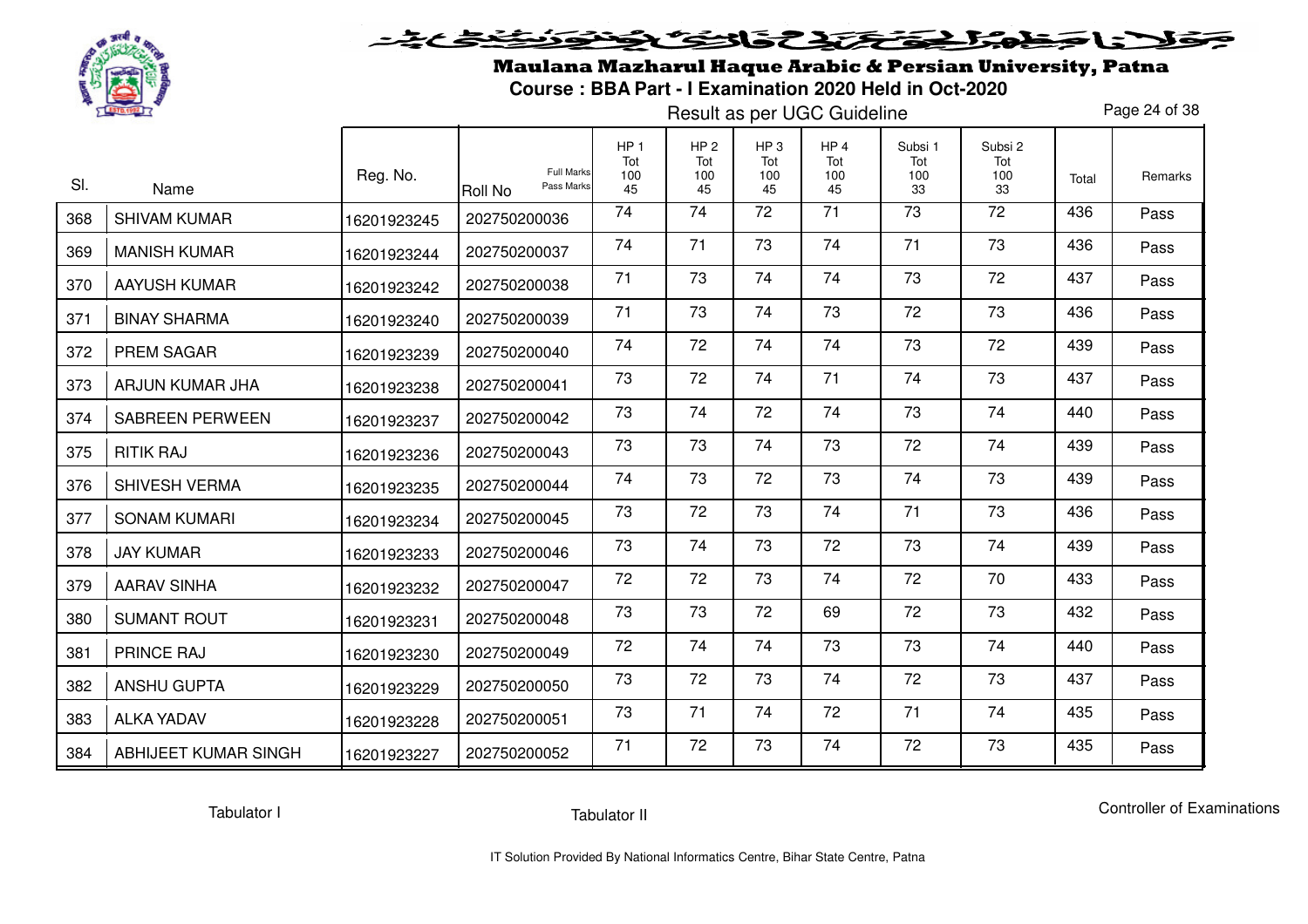# Maulana Mazharul Haque Arabic & Persian University, Patna

## Course : BBA Part - I Examination 2020 Held in Oct-2020

Result as per UGC Guideline

| Sl. | Name | Reg. No. | Roll No (Full Marks / Pass Marks) | HP 1 Tot 100 45 | HP 2 Tot 100 45 | HP 3 Tot 100 45 | HP 4 Tot 100 45 | Subsi 1 Tot 100 33 | Subsi 2 Tot 100 33 | Total | Remarks |
|---|---|---|---|---|---|---|---|---|---|---|---|
| 368 | SHIVAM KUMAR | 16201923245 | 202750200036 | 74 | 74 | 72 | 71 | 73 | 72 | 436 | Pass |
| 369 | MANISH KUMAR | 16201923244 | 202750200037 | 74 | 71 | 73 | 74 | 71 | 73 | 436 | Pass |
| 370 | AAYUSH KUMAR | 16201923242 | 202750200038 | 71 | 73 | 74 | 74 | 73 | 72 | 437 | Pass |
| 371 | BINAY SHARMA | 16201923240 | 202750200039 | 71 | 73 | 74 | 73 | 72 | 73 | 436 | Pass |
| 372 | PREM SAGAR | 16201923239 | 202750200040 | 74 | 72 | 74 | 74 | 73 | 72 | 439 | Pass |
| 373 | ARJUN KUMAR JHA | 16201923238 | 202750200041 | 73 | 72 | 74 | 71 | 74 | 73 | 437 | Pass |
| 374 | SABREEN PERWEEN | 16201923237 | 202750200042 | 73 | 74 | 72 | 74 | 73 | 74 | 440 | Pass |
| 375 | RITIK RAJ | 16201923236 | 202750200043 | 73 | 73 | 74 | 73 | 72 | 74 | 439 | Pass |
| 376 | SHIVESH VERMA | 16201923235 | 202750200044 | 74 | 73 | 72 | 73 | 74 | 73 | 439 | Pass |
| 377 | SONAM KUMARI | 16201923234 | 202750200045 | 73 | 72 | 73 | 74 | 71 | 73 | 436 | Pass |
| 378 | JAY KUMAR | 16201923233 | 202750200046 | 73 | 74 | 73 | 72 | 73 | 74 | 439 | Pass |
| 379 | AARAV SINHA | 16201923232 | 202750200047 | 72 | 72 | 73 | 74 | 72 | 70 | 433 | Pass |
| 380 | SUMANT ROUT | 16201923231 | 202750200048 | 73 | 73 | 72 | 69 | 72 | 73 | 432 | Pass |
| 381 | PRINCE RAJ | 16201923230 | 202750200049 | 72 | 74 | 74 | 73 | 73 | 74 | 440 | Pass |
| 382 | ANSHU GUPTA | 16201923229 | 202750200050 | 73 | 72 | 73 | 74 | 72 | 73 | 437 | Pass |
| 383 | ALKA YADAV | 16201923228 | 202750200051 | 73 | 71 | 74 | 72 | 71 | 74 | 435 | Pass |
| 384 | ABHIJEET KUMAR SINGH | 16201923227 | 202750200052 | 71 | 72 | 73 | 74 | 72 | 73 | 435 | Pass |

Tabulator I    Tabulator II    Controller of Examinations

IT Solution Provided By National Informatics Centre, Bihar State Centre, Patna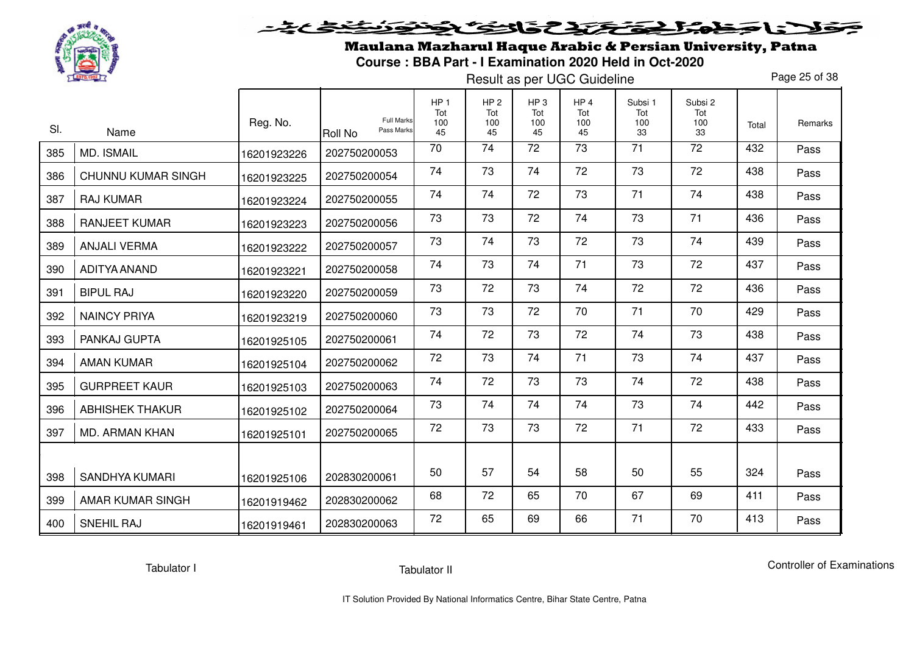# Maulana Mazharul Haque Arabic & Persian University, Patna

**Course : BBA Part - I Examination 2020 Held in Oct-2020**

Result as per UGC Guideline

| Sl. | Name | Reg. No. | Roll No (Full Marks / Pass Marks) | HP 1 Tot 100 45 | HP 2 Tot 100 45 | HP 3 Tot 100 45 | HP 4 Tot 100 45 | Subsi 1 Tot 100 33 | Subsi 2 Tot 100 33 | Total | Remarks |
|---|---|---|---|---|---|---|---|---|---|---|---|
| 385 | MD. ISMAIL | 16201923226 | 202750200053 | 70 | 74 | 72 | 73 | 71 | 72 | 432 | Pass |
| 386 | CHUNNU KUMAR SINGH | 16201923225 | 202750200054 | 74 | 73 | 74 | 72 | 73 | 72 | 438 | Pass |
| 387 | RAJ KUMAR | 16201923224 | 202750200055 | 74 | 74 | 72 | 73 | 71 | 74 | 438 | Pass |
| 388 | RANJEET KUMAR | 16201923223 | 202750200056 | 73 | 73 | 72 | 74 | 73 | 71 | 436 | Pass |
| 389 | ANJALI VERMA | 16201923222 | 202750200057 | 73 | 74 | 73 | 72 | 73 | 74 | 439 | Pass |
| 390 | ADITYA ANAND | 16201923221 | 202750200058 | 74 | 73 | 74 | 71 | 73 | 72 | 437 | Pass |
| 391 | BIPUL RAJ | 16201923220 | 202750200059 | 73 | 72 | 73 | 74 | 72 | 72 | 436 | Pass |
| 392 | NAINCY PRIYA | 16201923219 | 202750200060 | 73 | 73 | 72 | 70 | 71 | 70 | 429 | Pass |
| 393 | PANKAJ GUPTA | 16201925105 | 202750200061 | 74 | 72 | 73 | 72 | 74 | 73 | 438 | Pass |
| 394 | AMAN KUMAR | 16201925104 | 202750200062 | 72 | 73 | 74 | 71 | 73 | 74 | 437 | Pass |
| 395 | GURPREET KAUR | 16201925103 | 202750200063 | 74 | 72 | 73 | 73 | 74 | 72 | 438 | Pass |
| 396 | ABHISHEK THAKUR | 16201925102 | 202750200064 | 73 | 74 | 74 | 74 | 73 | 74 | 442 | Pass |
| 397 | MD. ARMAN KHAN | 16201925101 | 202750200065 | 72 | 73 | 73 | 72 | 71 | 72 | 433 | Pass |
| 398 | SANDHYA KUMARI | 16201925106 | 202830200061 | 50 | 57 | 54 | 58 | 50 | 55 | 324 | Pass |
| 399 | AMAR KUMAR SINGH | 16201919462 | 202830200062 | 68 | 72 | 65 | 70 | 67 | 69 | 411 | Pass |
| 400 | SNEHIL RAJ | 16201919461 | 202830200063 | 72 | 65 | 69 | 66 | 71 | 70 | 413 | Pass |

Tabulator I　　　　Tabulator II　　　　Controller of Examinations

IT Solution Provided By National Informatics Centre, Bihar State Centre, Patna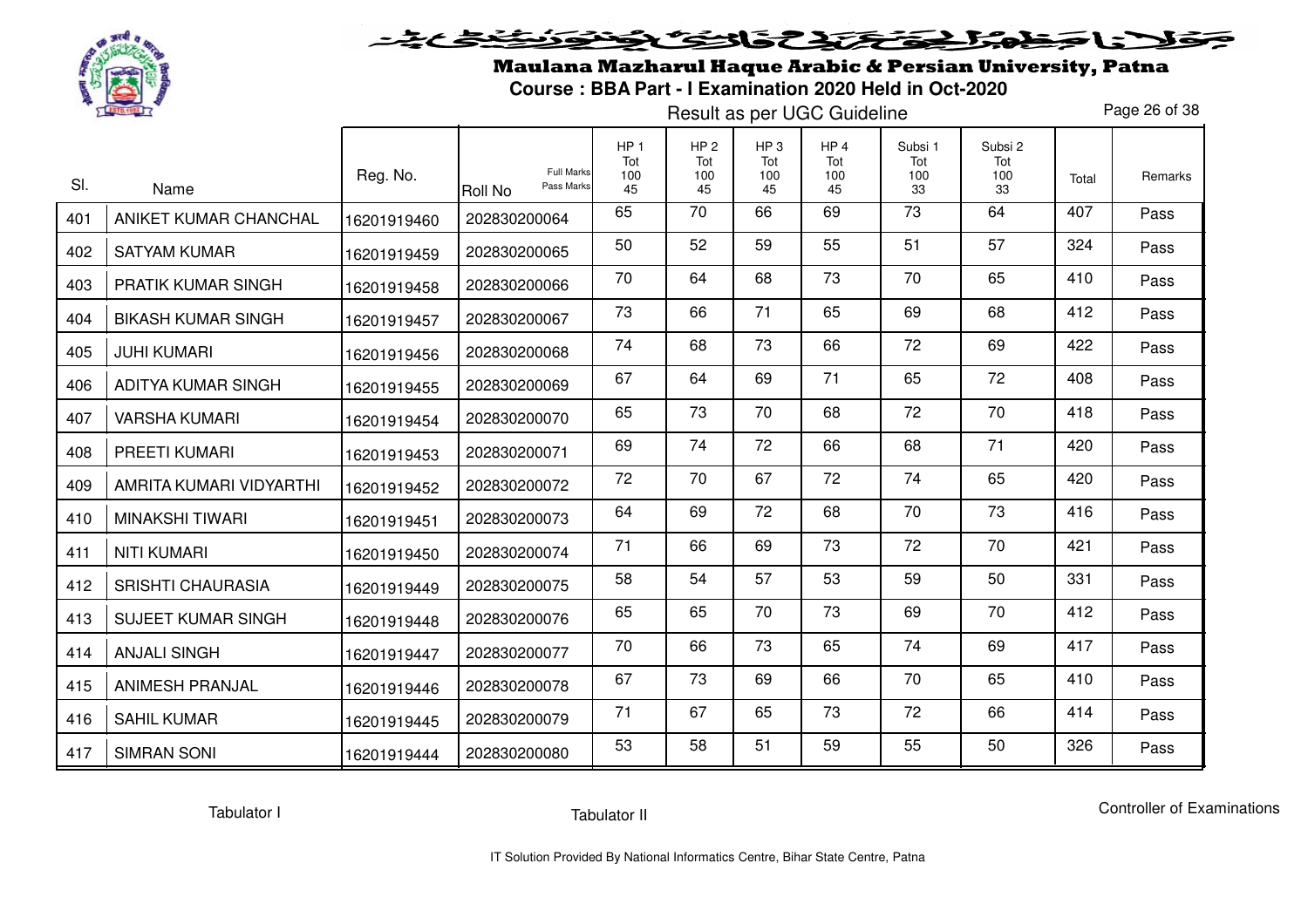# Maulana Mazharul Haque Arabic & Persian University, Patna

## Course : BBA Part - I Examination 2020 Held in Oct-2020

Result as per UGC Guideline

| Sl. | Name | Reg. No. | Roll No (Full Marks / Pass Marks) | HP 1 Tot 100 45 | HP 2 Tot 100 45 | HP 3 Tot 100 45 | HP 4 Tot 100 45 | Subsi 1 Tot 100 33 | Subsi 2 Tot 100 33 | Total | Remarks |
|---|---|---|---|---|---|---|---|---|---|---|---|
| 401 | ANIKET KUMAR CHANCHAL | 16201919460 | 202830200064 | 65 | 70 | 66 | 69 | 73 | 64 | 407 | Pass |
| 402 | SATYAM KUMAR | 16201919459 | 202830200065 | 50 | 52 | 59 | 55 | 51 | 57 | 324 | Pass |
| 403 | PRATIK KUMAR SINGH | 16201919458 | 202830200066 | 70 | 64 | 68 | 73 | 70 | 65 | 410 | Pass |
| 404 | BIKASH KUMAR SINGH | 16201919457 | 202830200067 | 73 | 66 | 71 | 65 | 69 | 68 | 412 | Pass |
| 405 | JUHI KUMARI | 16201919456 | 202830200068 | 74 | 68 | 73 | 66 | 72 | 69 | 422 | Pass |
| 406 | ADITYA KUMAR SINGH | 16201919455 | 202830200069 | 67 | 64 | 69 | 71 | 65 | 72 | 408 | Pass |
| 407 | VARSHA KUMARI | 16201919454 | 202830200070 | 65 | 73 | 70 | 68 | 72 | 70 | 418 | Pass |
| 408 | PREETI KUMARI | 16201919453 | 202830200071 | 69 | 74 | 72 | 66 | 68 | 71 | 420 | Pass |
| 409 | AMRITA KUMARI VIDYARTHI | 16201919452 | 202830200072 | 72 | 70 | 67 | 72 | 74 | 65 | 420 | Pass |
| 410 | MINAKSHI TIWARI | 16201919451 | 202830200073 | 64 | 69 | 72 | 68 | 70 | 73 | 416 | Pass |
| 411 | NITI KUMARI | 16201919450 | 202830200074 | 71 | 66 | 69 | 73 | 72 | 70 | 421 | Pass |
| 412 | SRISHTI CHAURASIA | 16201919449 | 202830200075 | 58 | 54 | 57 | 53 | 59 | 50 | 331 | Pass |
| 413 | SUJEET KUMAR SINGH | 16201919448 | 202830200076 | 65 | 65 | 70 | 73 | 69 | 70 | 412 | Pass |
| 414 | ANJALI SINGH | 16201919447 | 202830200077 | 70 | 66 | 73 | 65 | 74 | 69 | 417 | Pass |
| 415 | ANIMESH PRANJAL | 16201919446 | 202830200078 | 67 | 73 | 69 | 66 | 70 | 65 | 410 | Pass |
| 416 | SAHIL KUMAR | 16201919445 | 202830200079 | 71 | 67 | 65 | 73 | 72 | 66 | 414 | Pass |
| 417 | SIMRAN SONI | 16201919444 | 202830200080 | 53 | 58 | 51 | 59 | 55 | 50 | 326 | Pass |

Tabulator I &emsp; Tabulator II &emsp; Controller of Examinations

IT Solution Provided By National Informatics Centre, Bihar State Centre, Patna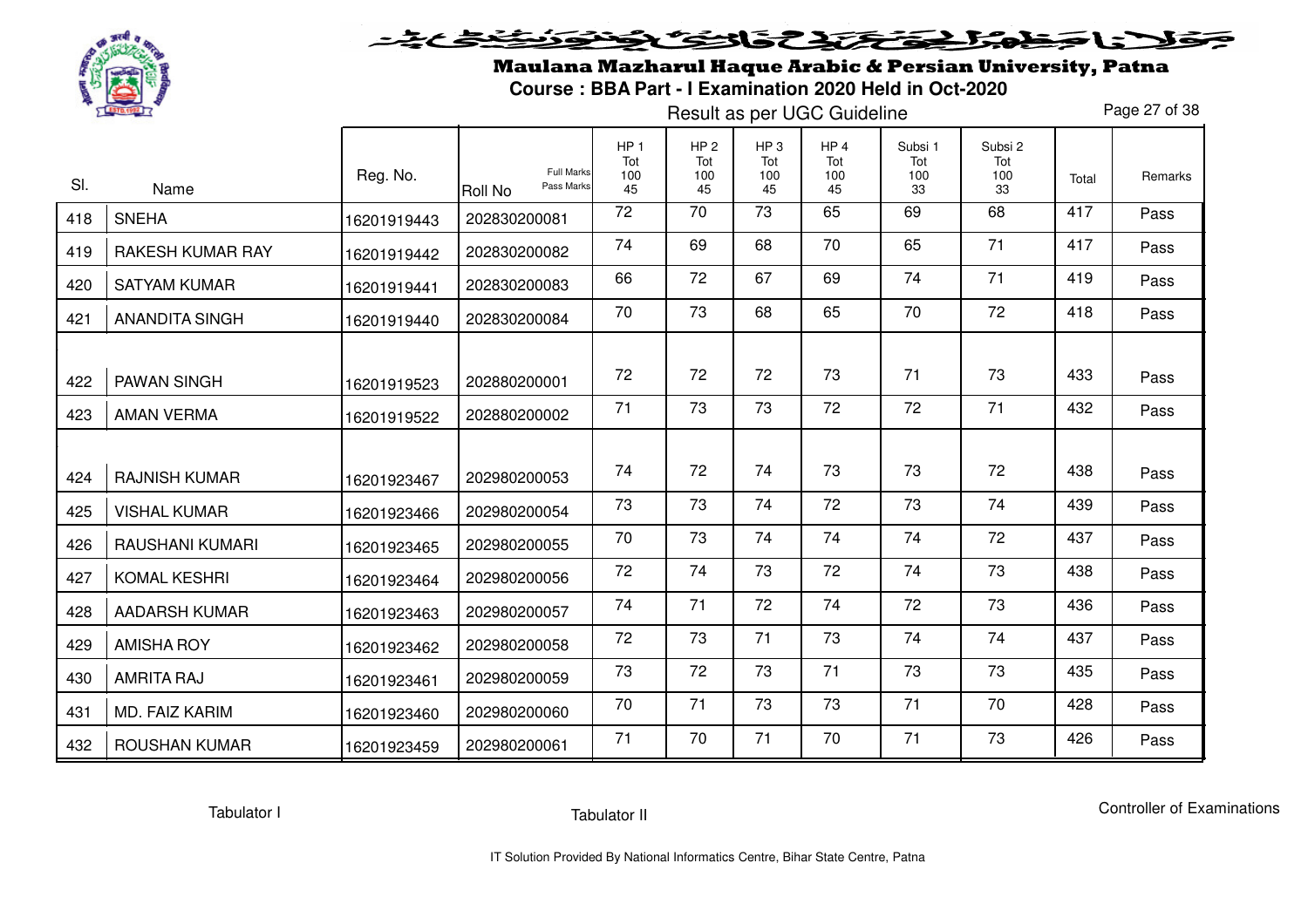# Maulana Mazharul Haque Arabic & Persian University, Patna

**Course : BBA Part - I Examination 2020 Held in Oct-2020**

Result as per UGC Guideline

| Sl. | Name | Reg. No. | Roll No (Full Marks / Pass Marks) | HP 1 Tot 100 45 | HP 2 Tot 100 45 | HP 3 Tot 100 45 | HP 4 Tot 100 45 | Subsi 1 Tot 100 33 | Subsi 2 Tot 100 33 | Total | Remarks |
|---|---|---|---|---|---|---|---|---|---|---|---|
| 418 | SNEHA | 16201919443 | 202830200081 | 72 | 70 | 73 | 65 | 69 | 68 | 417 | Pass |
| 419 | RAKESH KUMAR RAY | 16201919442 | 202830200082 | 74 | 69 | 68 | 70 | 65 | 71 | 417 | Pass |
| 420 | SATYAM KUMAR | 16201919441 | 202830200083 | 66 | 72 | 67 | 69 | 74 | 71 | 419 | Pass |
| 421 | ANANDITA SINGH | 16201919440 | 202830200084 | 70 | 73 | 68 | 65 | 70 | 72 | 418 | Pass |
| 422 | PAWAN SINGH | 16201919523 | 202880200001 | 72 | 72 | 72 | 73 | 71 | 73 | 433 | Pass |
| 423 | AMAN VERMA | 16201919522 | 202880200002 | 71 | 73 | 73 | 72 | 72 | 71 | 432 | Pass |
| 424 | RAJNISH KUMAR | 16201923467 | 202980200053 | 74 | 72 | 74 | 73 | 73 | 72 | 438 | Pass |
| 425 | VISHAL KUMAR | 16201923466 | 202980200054 | 73 | 73 | 74 | 72 | 73 | 74 | 439 | Pass |
| 426 | RAUSHANI KUMARI | 16201923465 | 202980200055 | 70 | 73 | 74 | 74 | 74 | 72 | 437 | Pass |
| 427 | KOMAL KESHRI | 16201923464 | 202980200056 | 72 | 74 | 73 | 72 | 74 | 73 | 438 | Pass |
| 428 | AADARSH KUMAR | 16201923463 | 202980200057 | 74 | 71 | 72 | 74 | 72 | 73 | 436 | Pass |
| 429 | AMISHA ROY | 16201923462 | 202980200058 | 72 | 73 | 71 | 73 | 74 | 74 | 437 | Pass |
| 430 | AMRITA RAJ | 16201923461 | 202980200059 | 73 | 72 | 73 | 71 | 73 | 73 | 435 | Pass |
| 431 | MD. FAIZ KARIM | 16201923460 | 202980200060 | 70 | 71 | 73 | 73 | 71 | 70 | 428 | Pass |
| 432 | ROUSHAN KUMAR | 16201923459 | 202980200061 | 71 | 70 | 71 | 70 | 71 | 73 | 426 | Pass |

Tabulator I | Tabulator II | Controller of Examinations

IT Solution Provided By National Informatics Centre, Bihar State Centre, Patna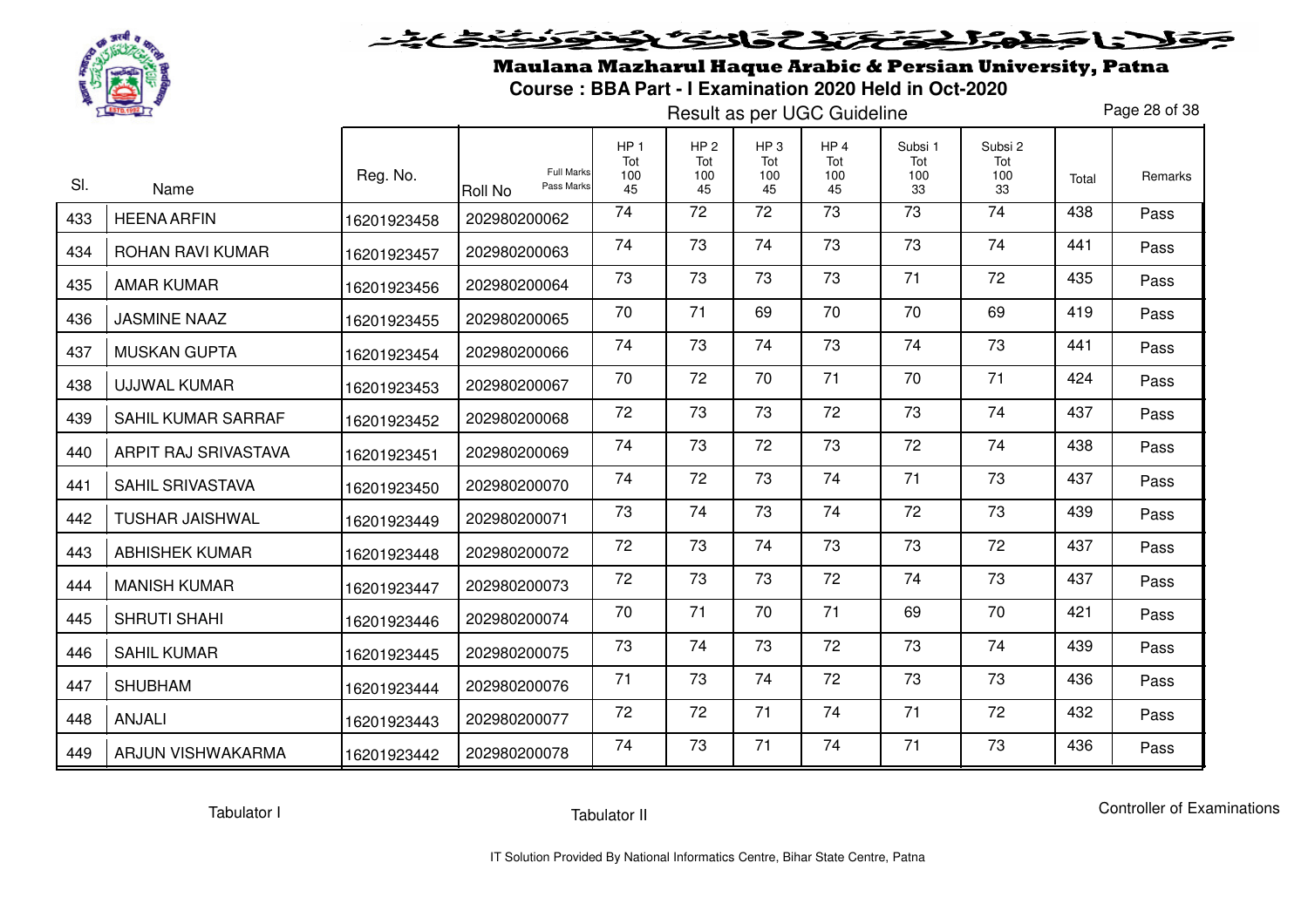# Maulana Mazharul Haque Arabic & Persian University, Patna

## Course : BBA Part - I Examination 2020 Held in Oct-2020

Result as per UGC Guideline

| Sl. | Name | Reg. No. | Roll No (Full Marks / Pass Marks) | HP 1 Tot 100 45 | HP 2 Tot 100 45 | HP 3 Tot 100 45 | HP 4 Tot 100 45 | Subsi 1 Tot 100 33 | Subsi 2 Tot 100 33 | Total | Remarks |
|---|---|---|---|---|---|---|---|---|---|---|---|
| 433 | HEENA ARFIN | 16201923458 | 202980200062 | 74 | 72 | 72 | 73 | 73 | 74 | 438 | Pass |
| 434 | ROHAN RAVI KUMAR | 16201923457 | 202980200063 | 74 | 73 | 74 | 73 | 73 | 74 | 441 | Pass |
| 435 | AMAR KUMAR | 16201923456 | 202980200064 | 73 | 73 | 73 | 73 | 71 | 72 | 435 | Pass |
| 436 | JASMINE NAAZ | 16201923455 | 202980200065 | 70 | 71 | 69 | 70 | 70 | 69 | 419 | Pass |
| 437 | MUSKAN GUPTA | 16201923454 | 202980200066 | 74 | 73 | 74 | 73 | 74 | 73 | 441 | Pass |
| 438 | UJJWAL KUMAR | 16201923453 | 202980200067 | 70 | 72 | 70 | 71 | 70 | 71 | 424 | Pass |
| 439 | SAHIL KUMAR SARRAF | 16201923452 | 202980200068 | 72 | 73 | 73 | 72 | 73 | 74 | 437 | Pass |
| 440 | ARPIT RAJ SRIVASTAVA | 16201923451 | 202980200069 | 74 | 73 | 72 | 73 | 72 | 74 | 438 | Pass |
| 441 | SAHIL SRIVASTAVA | 16201923450 | 202980200070 | 74 | 72 | 73 | 74 | 71 | 73 | 437 | Pass |
| 442 | TUSHAR JAISHWAL | 16201923449 | 202980200071 | 73 | 74 | 73 | 74 | 72 | 73 | 439 | Pass |
| 443 | ABHISHEK KUMAR | 16201923448 | 202980200072 | 72 | 73 | 74 | 73 | 73 | 72 | 437 | Pass |
| 444 | MANISH KUMAR | 16201923447 | 202980200073 | 72 | 73 | 73 | 72 | 74 | 73 | 437 | Pass |
| 445 | SHRUTI SHAHI | 16201923446 | 202980200074 | 70 | 71 | 70 | 71 | 69 | 70 | 421 | Pass |
| 446 | SAHIL KUMAR | 16201923445 | 202980200075 | 73 | 74 | 73 | 72 | 73 | 74 | 439 | Pass |
| 447 | SHUBHAM | 16201923444 | 202980200076 | 71 | 73 | 74 | 72 | 73 | 73 | 436 | Pass |
| 448 | ANJALI | 16201923443 | 202980200077 | 72 | 72 | 71 | 74 | 71 | 72 | 432 | Pass |
| 449 | ARJUN VISHWAKARMA | 16201923442 | 202980200078 | 74 | 73 | 71 | 74 | 71 | 73 | 436 | Pass |

Tabulator I — Tabulator II — Controller of Examinations

IT Solution Provided By National Informatics Centre, Bihar State Centre, Patna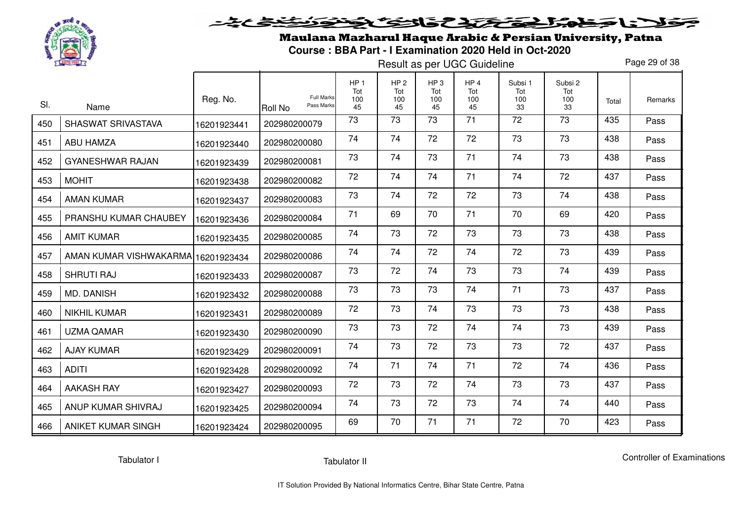# Maulana Mazharul Haque Arabic & Persian University, Patna

**Course : BBA Part - I Examination 2020 Held in Oct-2020**

Result as per UGC Guideline

| Sl. | Name | Reg. No. | Roll No (Full Marks / Pass Marks) | HP 1 Tot 100 45 | HP 2 Tot 100 45 | HP 3 Tot 100 45 | HP 4 Tot 100 45 | Subsi 1 Tot 100 33 | Subsi 2 Tot 100 33 | Total | Remarks |
|---|---|---|---|---|---|---|---|---|---|---|---|
| 450 | SHASWAT SRIVASTAVA | 16201923441 | 202980200079 | 73 | 73 | 73 | 71 | 72 | 73 | 435 | Pass |
| 451 | ABU HAMZA | 16201923440 | 202980200080 | 74 | 74 | 72 | 72 | 73 | 73 | 438 | Pass |
| 452 | GYANESHWAR RAJAN | 16201923439 | 202980200081 | 73 | 74 | 73 | 71 | 74 | 73 | 438 | Pass |
| 453 | MOHIT | 16201923438 | 202980200082 | 72 | 74 | 74 | 71 | 74 | 72 | 437 | Pass |
| 454 | AMAN KUMAR | 16201923437 | 202980200083 | 73 | 74 | 72 | 72 | 73 | 74 | 438 | Pass |
| 455 | PRANSHU KUMAR CHAUBEY | 16201923436 | 202980200084 | 71 | 69 | 70 | 71 | 70 | 69 | 420 | Pass |
| 456 | AMIT KUMAR | 16201923435 | 202980200085 | 74 | 73 | 72 | 73 | 73 | 73 | 438 | Pass |
| 457 | AMAN KUMAR VISHWAKARMA | 16201923434 | 202980200086 | 74 | 74 | 72 | 74 | 72 | 73 | 439 | Pass |
| 458 | SHRUTI RAJ | 16201923433 | 202980200087 | 73 | 72 | 74 | 73 | 73 | 74 | 439 | Pass |
| 459 | MD. DANISH | 16201923432 | 202980200088 | 73 | 73 | 73 | 74 | 71 | 73 | 437 | Pass |
| 460 | NIKHIL KUMAR | 16201923431 | 202980200089 | 72 | 73 | 74 | 73 | 73 | 73 | 438 | Pass |
| 461 | UZMA QAMAR | 16201923430 | 202980200090 | 73 | 73 | 72 | 74 | 74 | 73 | 439 | Pass |
| 462 | AJAY KUMAR | 16201923429 | 202980200091 | 74 | 73 | 72 | 73 | 73 | 72 | 437 | Pass |
| 463 | ADITI | 16201923428 | 202980200092 | 74 | 71 | 74 | 71 | 72 | 74 | 436 | Pass |
| 464 | AAKASH RAY | 16201923427 | 202980200093 | 72 | 73 | 72 | 74 | 73 | 73 | 437 | Pass |
| 465 | ANUP KUMAR SHIVRAJ | 16201923425 | 202980200094 | 74 | 73 | 72 | 73 | 74 | 74 | 440 | Pass |
| 466 | ANIKET KUMAR SINGH | 16201923424 | 202980200095 | 69 | 70 | 71 | 71 | 72 | 70 | 423 | Pass |

Tabulator I | Tabulator II | Controller of Examinations

IT Solution Provided By National Informatics Centre, Bihar State Centre, Patna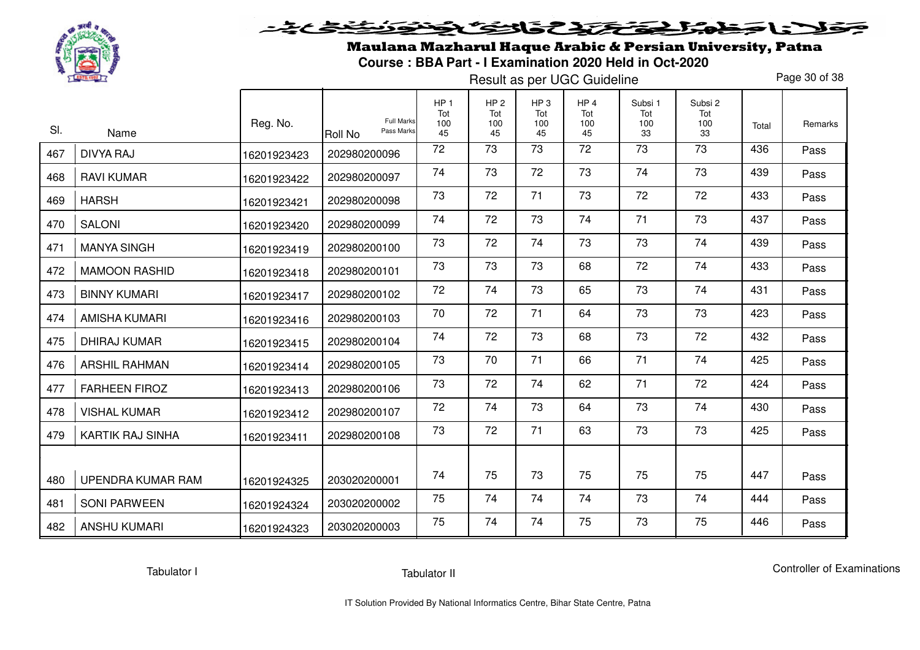# Maulana Mazharul Haque Arabic & Persian University, Patna

**Course : BBA Part - I Examination 2020 Held in Oct-2020**

Result as per UGC Guideline

| Sl. | Name | Reg. No. | Roll No (Full Marks / Pass Marks) | HP 1 Tot 100 45 | HP 2 Tot 100 45 | HP 3 Tot 100 45 | HP 4 Tot 100 45 | Subsi 1 Tot 100 33 | Subsi 2 Tot 100 33 | Total | Remarks |
|---|---|---|---|---|---|---|---|---|---|---|---|
| 467 | DIVYA RAJ | 16201923423 | 202980200096 | 72 | 73 | 73 | 72 | 73 | 73 | 436 | Pass |
| 468 | RAVI KUMAR | 16201923422 | 202980200097 | 74 | 73 | 72 | 73 | 74 | 73 | 439 | Pass |
| 469 | HARSH | 16201923421 | 202980200098 | 73 | 72 | 71 | 73 | 72 | 72 | 433 | Pass |
| 470 | SALONI | 16201923420 | 202980200099 | 74 | 72 | 73 | 74 | 71 | 73 | 437 | Pass |
| 471 | MANYA SINGH | 16201923419 | 202980200100 | 73 | 72 | 74 | 73 | 73 | 74 | 439 | Pass |
| 472 | MAMOON RASHID | 16201923418 | 202980200101 | 73 | 73 | 73 | 68 | 72 | 74 | 433 | Pass |
| 473 | BINNY KUMARI | 16201923417 | 202980200102 | 72 | 74 | 73 | 65 | 73 | 74 | 431 | Pass |
| 474 | AMISHA KUMARI | 16201923416 | 202980200103 | 70 | 72 | 71 | 64 | 73 | 73 | 423 | Pass |
| 475 | DHIRAJ KUMAR | 16201923415 | 202980200104 | 74 | 72 | 73 | 68 | 73 | 72 | 432 | Pass |
| 476 | ARSHIL RAHMAN | 16201923414 | 202980200105 | 73 | 70 | 71 | 66 | 71 | 74 | 425 | Pass |
| 477 | FARHEEN FIROZ | 16201923413 | 202980200106 | 73 | 72 | 74 | 62 | 71 | 72 | 424 | Pass |
| 478 | VISHAL KUMAR | 16201923412 | 202980200107 | 72 | 74 | 73 | 64 | 73 | 74 | 430 | Pass |
| 479 | KARTIK RAJ SINHA | 16201923411 | 202980200108 | 73 | 72 | 71 | 63 | 73 | 73 | 425 | Pass |
| 480 | UPENDRA KUMAR RAM | 16201924325 | 203020200001 | 74 | 75 | 73 | 75 | 75 | 75 | 447 | Pass |
| 481 | SONI PARWEEN | 16201924324 | 203020200002 | 75 | 74 | 74 | 74 | 73 | 74 | 444 | Pass |
| 482 | ANSHU KUMARI | 16201924323 | 203020200003 | 75 | 74 | 74 | 75 | 73 | 75 | 446 | Pass |

Tabulator I　　　Tabulator II　　　Controller of Examinations

IT Solution Provided By National Informatics Centre, Bihar State Centre, Patna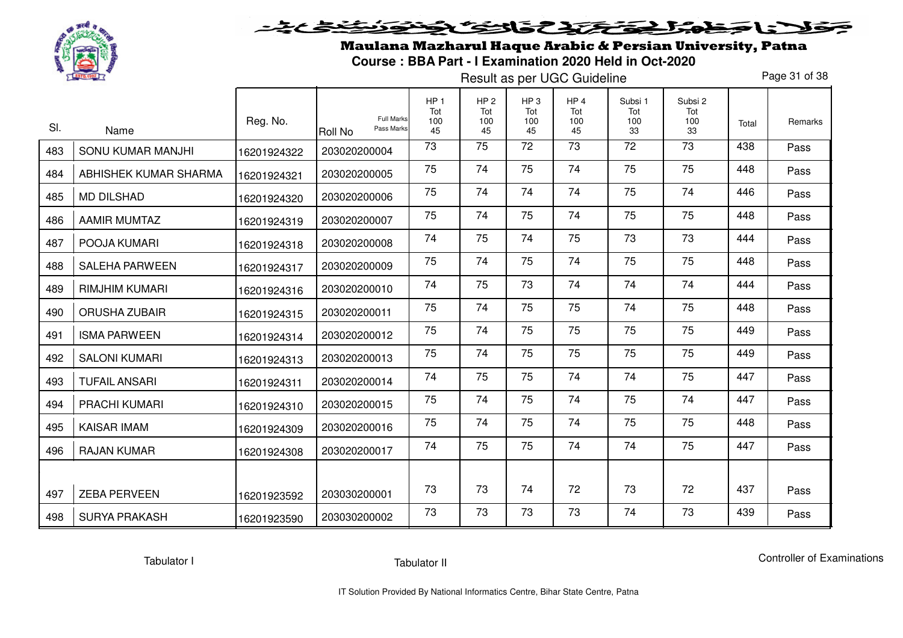# Maulana Mazharul Haque Arabic & Persian University, Patna

**Course : BBA Part - I Examination 2020 Held in Oct-2020**

Result as per UGC Guideline

| Sl. | Name | Reg. No. | Roll No (Full Marks / Pass Marks) | HP 1 Tot 100 45 | HP 2 Tot 100 45 | HP 3 Tot 100 45 | HP 4 Tot 100 45 | Subsi 1 Tot 100 33 | Subsi 2 Tot 100 33 | Total | Remarks |
|---|---|---|---|---|---|---|---|---|---|---|---|
| 483 | SONU KUMAR MANJHI | 16201924322 | 203020200004 | 73 | 75 | 72 | 73 | 72 | 73 | 438 | Pass |
| 484 | ABHISHEK KUMAR SHARMA | 16201924321 | 203020200005 | 75 | 74 | 75 | 74 | 75 | 75 | 448 | Pass |
| 485 | MD DILSHAD | 16201924320 | 203020200006 | 75 | 74 | 74 | 74 | 75 | 74 | 446 | Pass |
| 486 | AAMIR MUMTAZ | 16201924319 | 203020200007 | 75 | 74 | 75 | 74 | 75 | 75 | 448 | Pass |
| 487 | POOJA KUMARI | 16201924318 | 203020200008 | 74 | 75 | 74 | 75 | 73 | 73 | 444 | Pass |
| 488 | SALEHA PARWEEN | 16201924317 | 203020200009 | 75 | 74 | 75 | 74 | 75 | 75 | 448 | Pass |
| 489 | RIMJHIM KUMARI | 16201924316 | 203020200010 | 74 | 75 | 73 | 74 | 74 | 74 | 444 | Pass |
| 490 | ORUSHA ZUBAIR | 16201924315 | 203020200011 | 75 | 74 | 75 | 75 | 74 | 75 | 448 | Pass |
| 491 | ISMA PARWEEN | 16201924314 | 203020200012 | 75 | 74 | 75 | 75 | 75 | 75 | 449 | Pass |
| 492 | SALONI KUMARI | 16201924313 | 203020200013 | 75 | 74 | 75 | 75 | 75 | 75 | 449 | Pass |
| 493 | TUFAIL ANSARI | 16201924311 | 203020200014 | 74 | 75 | 75 | 74 | 74 | 75 | 447 | Pass |
| 494 | PRACHI KUMARI | 16201924310 | 203020200015 | 75 | 74 | 75 | 74 | 75 | 74 | 447 | Pass |
| 495 | KAISAR IMAM | 16201924309 | 203020200016 | 75 | 74 | 75 | 74 | 75 | 75 | 448 | Pass |
| 496 | RAJAN KUMAR | 16201924308 | 203020200017 | 74 | 75 | 75 | 74 | 74 | 75 | 447 | Pass |
| 497 | ZEBA PERVEEN | 16201923592 | 203030200001 | 73 | 73 | 74 | 72 | 73 | 72 | 437 | Pass |
| 498 | SURYA PRAKASH | 16201923590 | 203030200002 | 73 | 73 | 73 | 73 | 74 | 73 | 439 | Pass |

Tabulator I | Tabulator II | Controller of Examinations

IT Solution Provided By National Informatics Centre, Bihar State Centre, Patna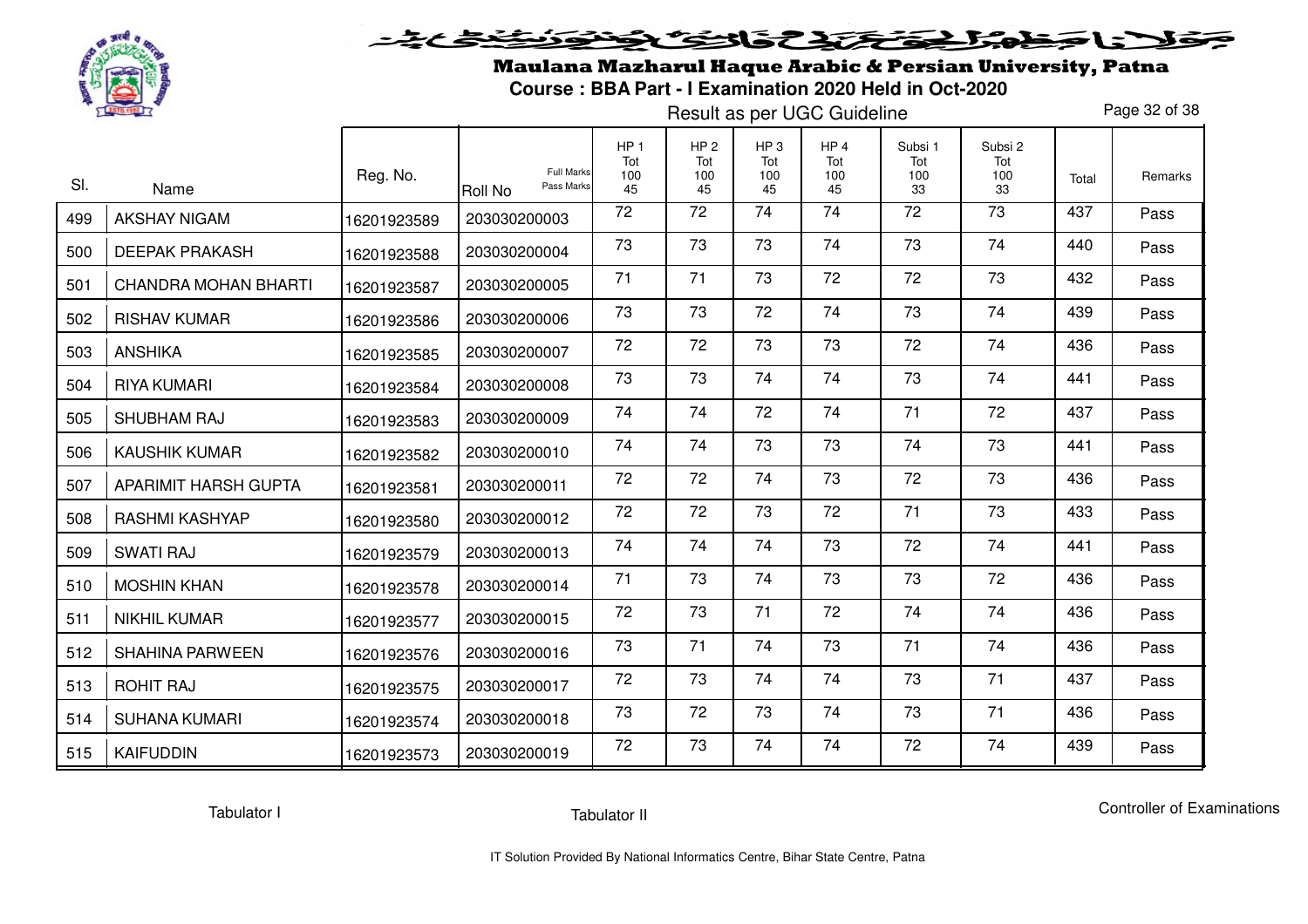# Maulana Mazharul Haque Arabic & Persian University, Patna

## Course : BBA Part - I Examination 2020 Held in Oct-2020

Result as per UGC Guideline

| Sl. | Name | Reg. No. | Roll No (Full Marks / Pass Marks) | HP 1 Tot 100 45 | HP 2 Tot 100 45 | HP 3 Tot 100 45 | HP 4 Tot 100 45 | Subsi 1 Tot 100 33 | Subsi 2 Tot 100 33 | Total | Remarks |
|---|---|---|---|---|---|---|---|---|---|---|---|
| 499 | AKSHAY NIGAM | 16201923589 | 203030200003 | 72 | 72 | 74 | 74 | 72 | 73 | 437 | Pass |
| 500 | DEEPAK PRAKASH | 16201923588 | 203030200004 | 73 | 73 | 73 | 74 | 73 | 74 | 440 | Pass |
| 501 | CHANDRA MOHAN BHARTI | 16201923587 | 203030200005 | 71 | 71 | 73 | 72 | 72 | 73 | 432 | Pass |
| 502 | RISHAV KUMAR | 16201923586 | 203030200006 | 73 | 73 | 72 | 74 | 73 | 74 | 439 | Pass |
| 503 | ANSHIKA | 16201923585 | 203030200007 | 72 | 72 | 73 | 73 | 72 | 74 | 436 | Pass |
| 504 | RIYA KUMARI | 16201923584 | 203030200008 | 73 | 73 | 74 | 74 | 73 | 74 | 441 | Pass |
| 505 | SHUBHAM RAJ | 16201923583 | 203030200009 | 74 | 74 | 72 | 74 | 71 | 72 | 437 | Pass |
| 506 | KAUSHIK KUMAR | 16201923582 | 203030200010 | 74 | 74 | 73 | 73 | 74 | 73 | 441 | Pass |
| 507 | APARIMIT HARSH GUPTA | 16201923581 | 203030200011 | 72 | 72 | 74 | 73 | 72 | 73 | 436 | Pass |
| 508 | RASHMI KASHYAP | 16201923580 | 203030200012 | 72 | 72 | 73 | 72 | 71 | 73 | 433 | Pass |
| 509 | SWATI RAJ | 16201923579 | 203030200013 | 74 | 74 | 74 | 73 | 72 | 74 | 441 | Pass |
| 510 | MOSHIN KHAN | 16201923578 | 203030200014 | 71 | 73 | 74 | 73 | 73 | 72 | 436 | Pass |
| 511 | NIKHIL KUMAR | 16201923577 | 203030200015 | 72 | 73 | 71 | 72 | 74 | 74 | 436 | Pass |
| 512 | SHAHINA PARWEEN | 16201923576 | 203030200016 | 73 | 71 | 74 | 73 | 71 | 74 | 436 | Pass |
| 513 | ROHIT RAJ | 16201923575 | 203030200017 | 72 | 73 | 74 | 74 | 73 | 71 | 437 | Pass |
| 514 | SUHANA KUMARI | 16201923574 | 203030200018 | 73 | 72 | 73 | 74 | 73 | 71 | 436 | Pass |
| 515 | KAIFUDDIN | 16201923573 | 203030200019 | 72 | 73 | 74 | 74 | 72 | 74 | 439 | Pass |

Tabulator I    Tabulator II    Controller of Examinations

IT Solution Provided By National Informatics Centre, Bihar State Centre, Patna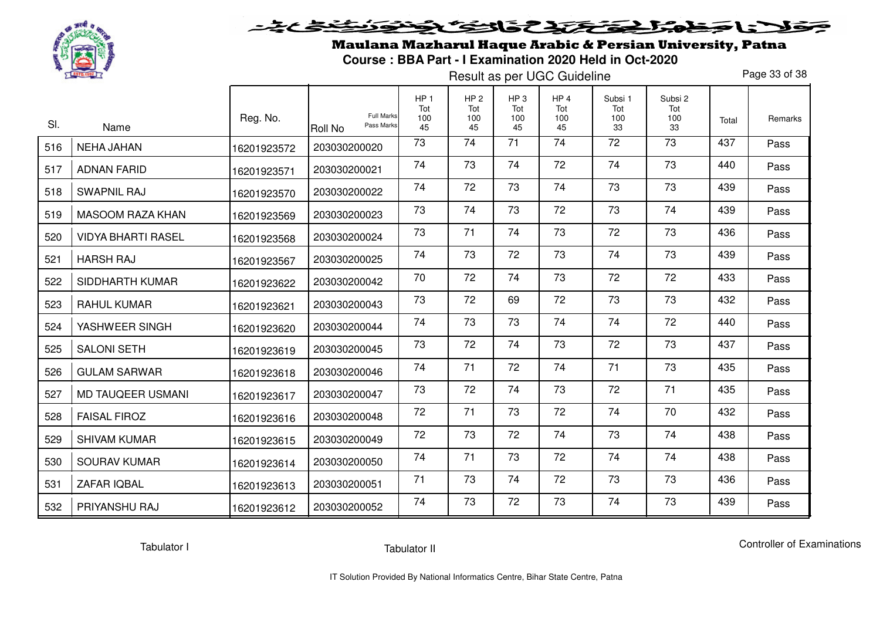# Maulana Mazharul Haque Arabic & Persian University, Patna

## Course : BBA Part - I Examination 2020 Held in Oct-2020

Result as per UGC Guideline

| Sl. | Name | Reg. No. | Roll No (Full Marks / Pass Marks) | HP 1 Tot 100 45 | HP 2 Tot 100 45 | HP 3 Tot 100 45 | HP 4 Tot 100 45 | Subsi 1 Tot 100 33 | Subsi 2 Tot 100 33 | Total | Remarks |
|---|---|---|---|---|---|---|---|---|---|---|---|
| 516 | NEHA JAHAN | 16201923572 | 203030200020 | 73 | 74 | 71 | 74 | 72 | 73 | 437 | Pass |
| 517 | ADNAN FARID | 16201923571 | 203030200021 | 74 | 73 | 74 | 72 | 74 | 73 | 440 | Pass |
| 518 | SWAPNIL RAJ | 16201923570 | 203030200022 | 74 | 72 | 73 | 74 | 73 | 73 | 439 | Pass |
| 519 | MASOOM RAZA KHAN | 16201923569 | 203030200023 | 73 | 74 | 73 | 72 | 73 | 74 | 439 | Pass |
| 520 | VIDYA BHARTI RASEL | 16201923568 | 203030200024 | 73 | 71 | 74 | 73 | 72 | 73 | 436 | Pass |
| 521 | HARSH RAJ | 16201923567 | 203030200025 | 74 | 73 | 72 | 73 | 74 | 73 | 439 | Pass |
| 522 | SIDDHARTH KUMAR | 16201923622 | 203030200042 | 70 | 72 | 74 | 73 | 72 | 72 | 433 | Pass |
| 523 | RAHUL KUMAR | 16201923621 | 203030200043 | 73 | 72 | 69 | 72 | 73 | 73 | 432 | Pass |
| 524 | YASHWEER SINGH | 16201923620 | 203030200044 | 74 | 73 | 73 | 74 | 74 | 72 | 440 | Pass |
| 525 | SALONI SETH | 16201923619 | 203030200045 | 73 | 72 | 74 | 73 | 72 | 73 | 437 | Pass |
| 526 | GULAM SARWAR | 16201923618 | 203030200046 | 74 | 71 | 72 | 74 | 71 | 73 | 435 | Pass |
| 527 | MD TAUQEER USMANI | 16201923617 | 203030200047 | 73 | 72 | 74 | 73 | 72 | 71 | 435 | Pass |
| 528 | FAISAL FIROZ | 16201923616 | 203030200048 | 72 | 71 | 73 | 72 | 74 | 70 | 432 | Pass |
| 529 | SHIVAM KUMAR | 16201923615 | 203030200049 | 72 | 73 | 72 | 74 | 73 | 74 | 438 | Pass |
| 530 | SOURAV KUMAR | 16201923614 | 203030200050 | 74 | 71 | 73 | 72 | 74 | 74 | 438 | Pass |
| 531 | ZAFAR IQBAL | 16201923613 | 203030200051 | 71 | 73 | 74 | 72 | 73 | 73 | 436 | Pass |
| 532 | PRIYANSHU RAJ | 16201923612 | 203030200052 | 74 | 73 | 72 | 73 | 74 | 73 | 439 | Pass |

Tabulator I | Tabulator II | Controller of Examinations

IT Solution Provided By National Informatics Centre, Bihar State Centre, Patna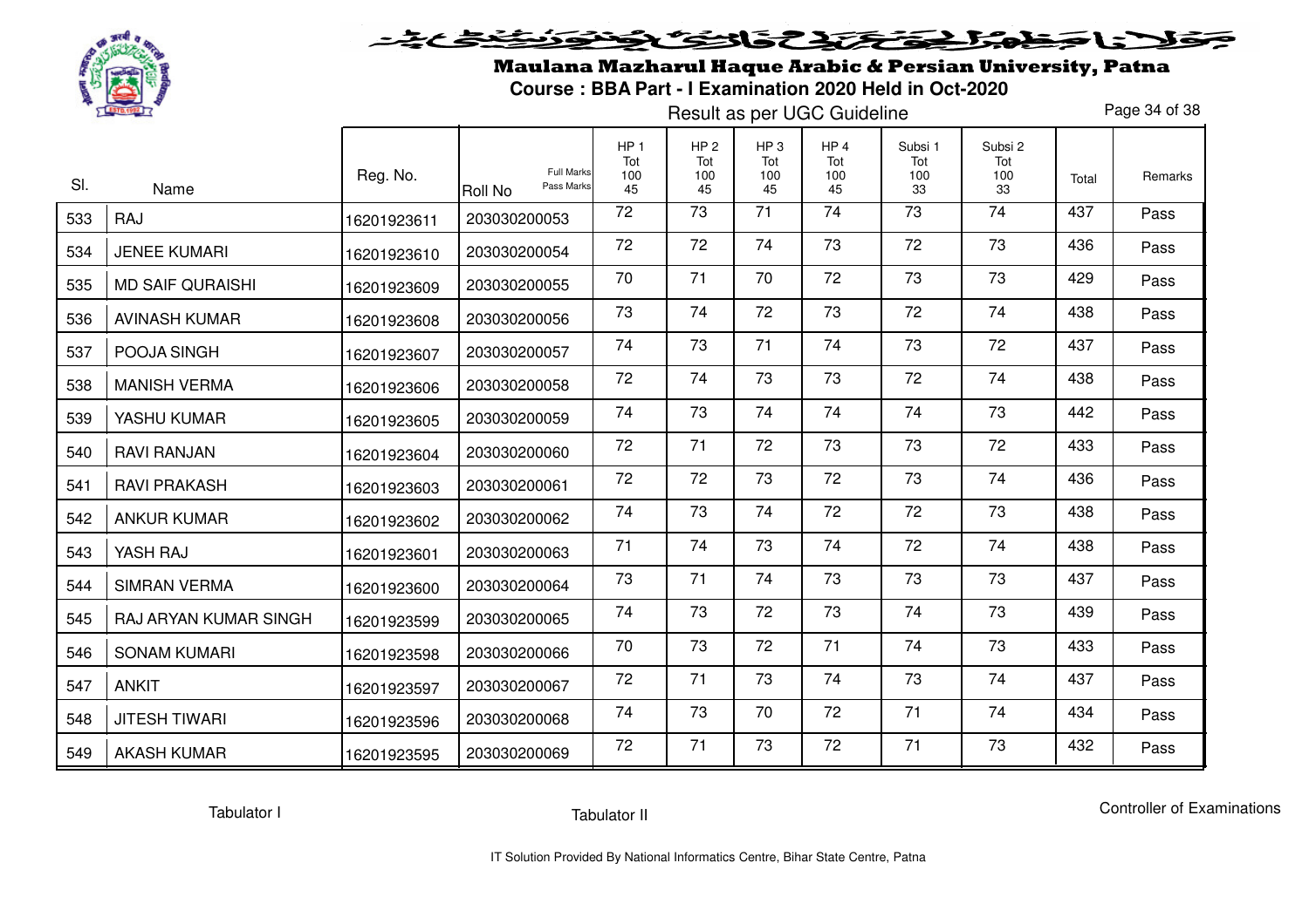# Maulana Mazharul Haque Arabic & Persian University, Patna

**Course : BBA Part - I Examination 2020 Held in Oct-2020**

Result as per UGC Guideline

| Sl. | Name | Reg. No. | Roll No (Full Marks / Pass Marks) | HP 1 Tot 100 45 | HP 2 Tot 100 45 | HP 3 Tot 100 45 | HP 4 Tot 100 45 | Subsi 1 Tot 100 33 | Subsi 2 Tot 100 33 | Total | Remarks |
|---|---|---|---|---|---|---|---|---|---|---|---|
| 533 | RAJ | 16201923611 | 203030200053 | 72 | 73 | 71 | 74 | 73 | 74 | 437 | Pass |
| 534 | JENEE KUMARI | 16201923610 | 203030200054 | 72 | 72 | 74 | 73 | 72 | 73 | 436 | Pass |
| 535 | MD SAIF QURAISHI | 16201923609 | 203030200055 | 70 | 71 | 70 | 72 | 73 | 73 | 429 | Pass |
| 536 | AVINASH KUMAR | 16201923608 | 203030200056 | 73 | 74 | 72 | 73 | 72 | 74 | 438 | Pass |
| 537 | POOJA SINGH | 16201923607 | 203030200057 | 74 | 73 | 71 | 74 | 73 | 72 | 437 | Pass |
| 538 | MANISH VERMA | 16201923606 | 203030200058 | 72 | 74 | 73 | 73 | 72 | 74 | 438 | Pass |
| 539 | YASHU KUMAR | 16201923605 | 203030200059 | 74 | 73 | 74 | 74 | 74 | 73 | 442 | Pass |
| 540 | RAVI RANJAN | 16201923604 | 203030200060 | 72 | 71 | 72 | 73 | 73 | 72 | 433 | Pass |
| 541 | RAVI PRAKASH | 16201923603 | 203030200061 | 72 | 72 | 73 | 72 | 73 | 74 | 436 | Pass |
| 542 | ANKUR KUMAR | 16201923602 | 203030200062 | 74 | 73 | 74 | 72 | 72 | 73 | 438 | Pass |
| 543 | YASH RAJ | 16201923601 | 203030200063 | 71 | 74 | 73 | 74 | 72 | 74 | 438 | Pass |
| 544 | SIMRAN VERMA | 16201923600 | 203030200064 | 73 | 71 | 74 | 73 | 73 | 73 | 437 | Pass |
| 545 | RAJ ARYAN KUMAR SINGH | 16201923599 | 203030200065 | 74 | 73 | 72 | 73 | 74 | 73 | 439 | Pass |
| 546 | SONAM KUMARI | 16201923598 | 203030200066 | 70 | 73 | 72 | 71 | 74 | 73 | 433 | Pass |
| 547 | ANKIT | 16201923597 | 203030200067 | 72 | 71 | 73 | 74 | 73 | 74 | 437 | Pass |
| 548 | JITESH TIWARI | 16201923596 | 203030200068 | 74 | 73 | 70 | 72 | 71 | 74 | 434 | Pass |
| 549 | AKASH KUMAR | 16201923595 | 203030200069 | 72 | 71 | 73 | 72 | 71 | 73 | 432 | Pass |

Tabulator I          Tabulator II          Controller of Examinations

IT Solution Provided By National Informatics Centre, Bihar State Centre, Patna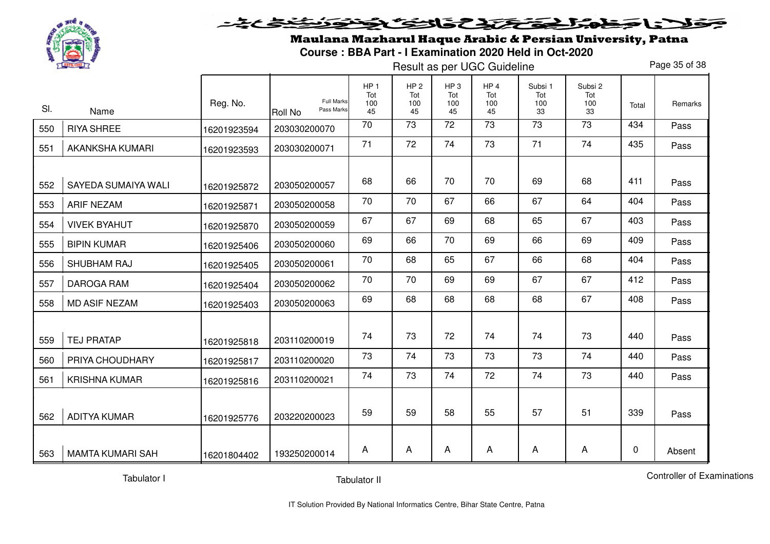# Maulana Mazharul Haque Arabic & Persian University, Patna

## Course : BBA Part - I Examination 2020 Held in Oct-2020

Result as per UGC Guideline

| Sl. | Name | Reg. No. | Roll No (Full Marks / Pass Marks) | HP 1 Tot 100 45 | HP 2 Tot 100 45 | HP 3 Tot 100 45 | HP 4 Tot 100 45 | Subsi 1 Tot 100 33 | Subsi 2 Tot 100 33 | Total | Remarks |
|---|---|---|---|---|---|---|---|---|---|---|---|
| 550 | RIYA SHREE | 16201923594 | 203030200070 | 70 | 73 | 72 | 73 | 73 | 73 | 434 | Pass |
| 551 | AKANKSHA KUMARI | 16201923593 | 203030200071 | 71 | 72 | 74 | 73 | 71 | 74 | 435 | Pass |
| 552 | SAYEDA SUMAIYA WALI | 16201925872 | 203050200057 | 68 | 66 | 70 | 70 | 69 | 68 | 411 | Pass |
| 553 | ARIF NEZAM | 16201925871 | 203050200058 | 70 | 70 | 67 | 66 | 67 | 64 | 404 | Pass |
| 554 | VIVEK BYAHUT | 16201925870 | 203050200059 | 67 | 67 | 69 | 68 | 65 | 67 | 403 | Pass |
| 555 | BIPIN KUMAR | 16201925406 | 203050200060 | 69 | 66 | 70 | 69 | 66 | 69 | 409 | Pass |
| 556 | SHUBHAM RAJ | 16201925405 | 203050200061 | 70 | 68 | 65 | 67 | 66 | 68 | 404 | Pass |
| 557 | DAROGA RAM | 16201925404 | 203050200062 | 70 | 70 | 69 | 69 | 67 | 67 | 412 | Pass |
| 558 | MD ASIF NEZAM | 16201925403 | 203050200063 | 69 | 68 | 68 | 68 | 68 | 67 | 408 | Pass |
| 559 | TEJ PRATAP | 16201925818 | 203110200019 | 74 | 73 | 72 | 74 | 74 | 73 | 440 | Pass |
| 560 | PRIYA CHOUDHARY | 16201925817 | 203110200020 | 73 | 74 | 73 | 73 | 73 | 74 | 440 | Pass |
| 561 | KRISHNA KUMAR | 16201925816 | 203110200021 | 74 | 73 | 74 | 72 | 74 | 73 | 440 | Pass |
| 562 | ADITYA KUMAR | 16201925776 | 203220200023 | 59 | 59 | 58 | 55 | 57 | 51 | 339 | Pass |
| 563 | MAMTA KUMARI SAH | 16201804402 | 193250200014 | A | A | A | A | A | A | 0 | Absent |

Tabulator I | Tabulator II | Controller of Examinations

IT Solution Provided By National Informatics Centre, Bihar State Centre, Patna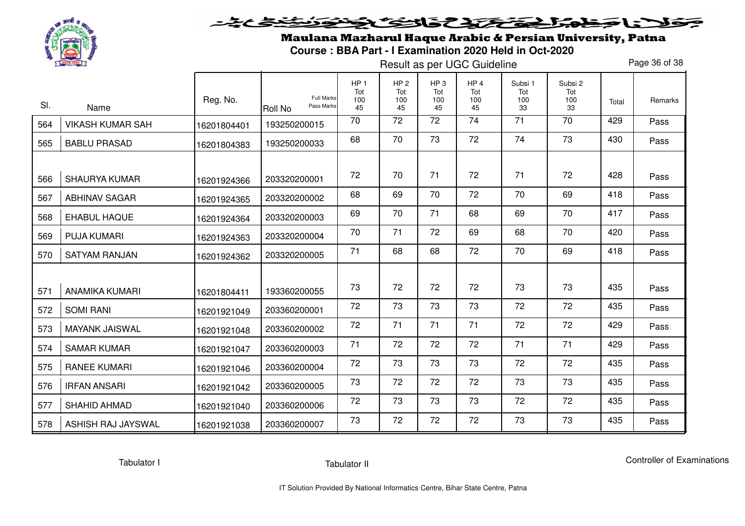# Maulana Mazharul Haque Arabic & Persian University, Patna

## Course : BBA Part - I Examination 2020 Held in Oct-2020

Result as per UGC Guideline

| Sl. | Name | Reg. No. | Roll No (Full Marks / Pass Marks) | HP 1 Tot 100 45 | HP 2 Tot 100 45 | HP 3 Tot 100 45 | HP 4 Tot 100 45 | Subsi 1 Tot 100 33 | Subsi 2 Tot 100 33 | Total | Remarks |
|---|---|---|---|---|---|---|---|---|---|---|---|
| 564 | VIKASH KUMAR SAH | 16201804401 | 193250200015 | 70 | 72 | 72 | 74 | 71 | 70 | 429 | Pass |
| 565 | BABLU PRASAD | 16201804383 | 193250200033 | 68 | 70 | 73 | 72 | 74 | 73 | 430 | Pass |
| 566 | SHAURYA KUMAR | 16201924366 | 203320200001 | 72 | 70 | 71 | 72 | 71 | 72 | 428 | Pass |
| 567 | ABHINAV SAGAR | 16201924365 | 203320200002 | 68 | 69 | 70 | 72 | 70 | 69 | 418 | Pass |
| 568 | EHABUL HAQUE | 16201924364 | 203320200003 | 69 | 70 | 71 | 68 | 69 | 70 | 417 | Pass |
| 569 | PUJA KUMARI | 16201924363 | 203320200004 | 70 | 71 | 72 | 69 | 68 | 70 | 420 | Pass |
| 570 | SATYAM RANJAN | 16201924362 | 203320200005 | 71 | 68 | 68 | 72 | 70 | 69 | 418 | Pass |
| 571 | ANAMIKA KUMARI | 16201804411 | 193360200055 | 73 | 72 | 72 | 72 | 73 | 73 | 435 | Pass |
| 572 | SOMI RANI | 16201921049 | 203360200001 | 72 | 73 | 73 | 73 | 72 | 72 | 435 | Pass |
| 573 | MAYANK JAISWAL | 16201921048 | 203360200002 | 72 | 71 | 71 | 71 | 72 | 72 | 429 | Pass |
| 574 | SAMAR KUMAR | 16201921047 | 203360200003 | 71 | 72 | 72 | 72 | 71 | 71 | 429 | Pass |
| 575 | RANEE KUMARI | 16201921046 | 203360200004 | 72 | 73 | 73 | 73 | 72 | 72 | 435 | Pass |
| 576 | IRFAN ANSARI | 16201921042 | 203360200005 | 73 | 72 | 72 | 72 | 73 | 73 | 435 | Pass |
| 577 | SHAHID AHMAD | 16201921040 | 203360200006 | 72 | 73 | 73 | 73 | 72 | 72 | 435 | Pass |
| 578 | ASHISH RAJ JAYSWAL | 16201921038 | 203360200007 | 73 | 72 | 72 | 72 | 73 | 73 | 435 | Pass |

Tabulator I          Tabulator II          Controller of Examinations

IT Solution Provided By National Informatics Centre, Bihar State Centre, Patna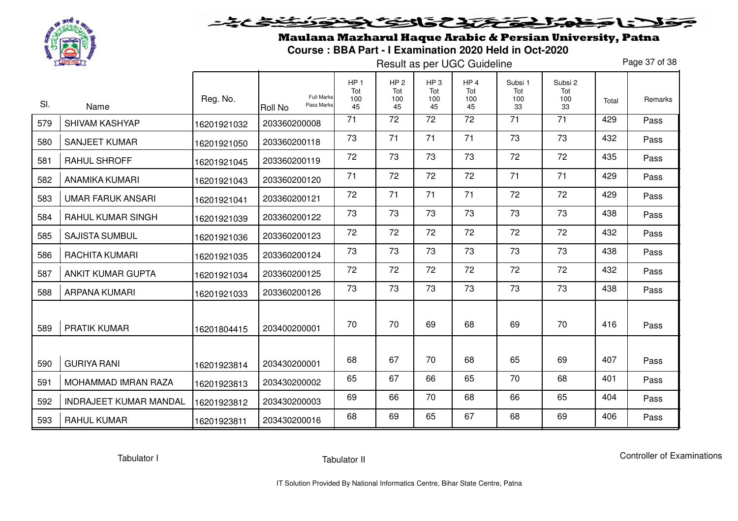# Maulana Mazharul Haque Arabic & Persian University, Patna

## Course : BBA Part - I Examination 2020 Held in Oct-2020

Result as per UGC Guideline

| Sl. | Name | Reg. No. | Roll No (Full Marks / Pass Marks) | HP 1 Tot 100 45 | HP 2 Tot 100 45 | HP 3 Tot 100 45 | HP 4 Tot 100 45 | Subsi 1 Tot 100 33 | Subsi 2 Tot 100 33 | Total | Remarks |
|---|---|---|---|---|---|---|---|---|---|---|---|
| 579 | SHIVAM KASHYAP | 16201921032 | 203360200008 | 71 | 72 | 72 | 72 | 71 | 71 | 429 | Pass |
| 580 | SANJEET KUMAR | 16201921050 | 203360200118 | 73 | 71 | 71 | 71 | 73 | 73 | 432 | Pass |
| 581 | RAHUL SHROFF | 16201921045 | 203360200119 | 72 | 73 | 73 | 73 | 72 | 72 | 435 | Pass |
| 582 | ANAMIKA KUMARI | 16201921043 | 203360200120 | 71 | 72 | 72 | 72 | 71 | 71 | 429 | Pass |
| 583 | UMAR FARUK ANSARI | 16201921041 | 203360200121 | 72 | 71 | 71 | 71 | 72 | 72 | 429 | Pass |
| 584 | RAHUL KUMAR SINGH | 16201921039 | 203360200122 | 73 | 73 | 73 | 73 | 73 | 73 | 438 | Pass |
| 585 | SAJISTA SUMBUL | 16201921036 | 203360200123 | 72 | 72 | 72 | 72 | 72 | 72 | 432 | Pass |
| 586 | RACHITA KUMARI | 16201921035 | 203360200124 | 73 | 73 | 73 | 73 | 73 | 73 | 438 | Pass |
| 587 | ANKIT KUMAR GUPTA | 16201921034 | 203360200125 | 72 | 72 | 72 | 72 | 72 | 72 | 432 | Pass |
| 588 | ARPANA KUMARI | 16201921033 | 203360200126 | 73 | 73 | 73 | 73 | 73 | 73 | 438 | Pass |
| 589 | PRATIK KUMAR | 16201804415 | 203400200001 | 70 | 70 | 69 | 68 | 69 | 70 | 416 | Pass |
| 590 | GURIYA RANI | 16201923814 | 203430200001 | 68 | 67 | 70 | 68 | 65 | 69 | 407 | Pass |
| 591 | MOHAMMAD IMRAN RAZA | 16201923813 | 203430200002 | 65 | 67 | 66 | 65 | 70 | 68 | 401 | Pass |
| 592 | INDRAJEET KUMAR MANDAL | 16201923812 | 203430200003 | 69 | 66 | 70 | 68 | 66 | 65 | 404 | Pass |
| 593 | RAHUL KUMAR | 16201923811 | 203430200016 | 68 | 69 | 65 | 67 | 68 | 69 | 406 | Pass |

Tabulator I    Tabulator II    Controller of Examinations

IT Solution Provided By National Informatics Centre, Bihar State Centre, Patna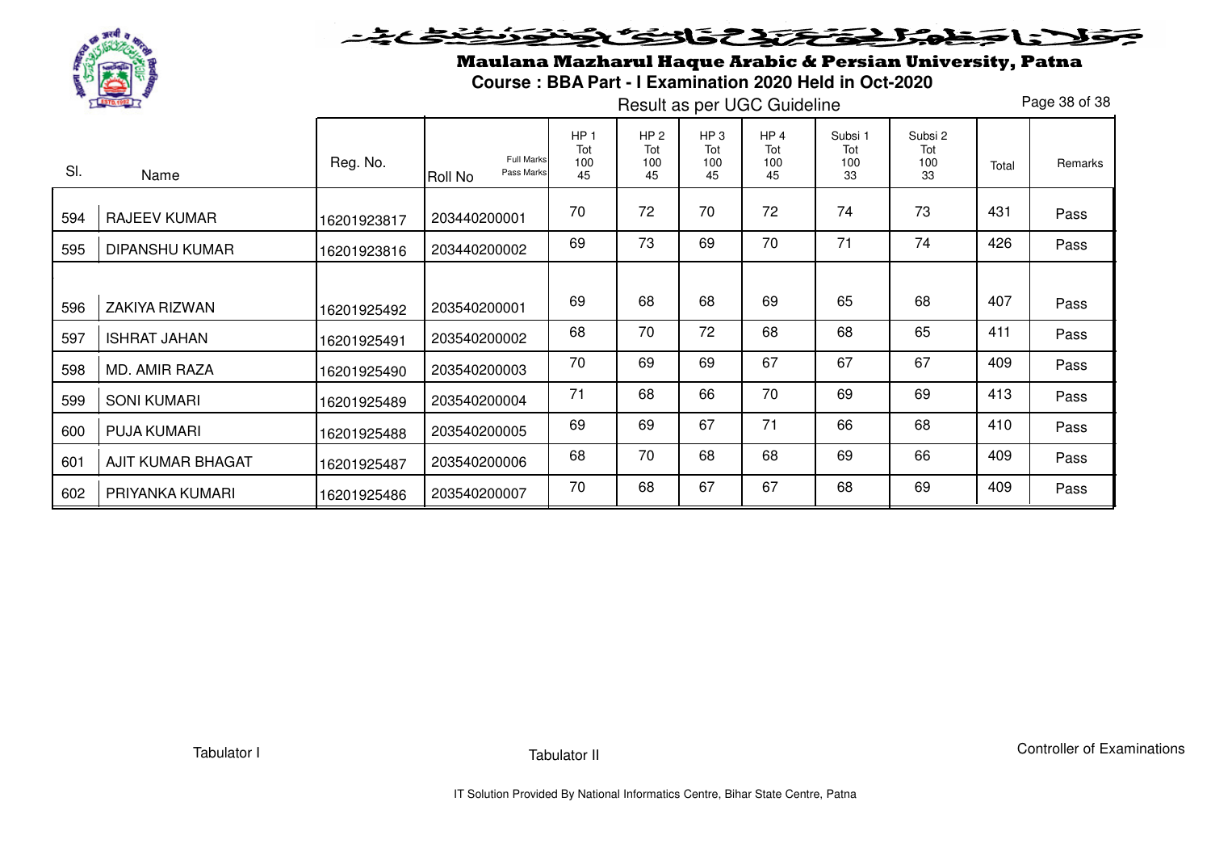# Maulana Mazharul Haque Arabic & Persian University, Patna

## Course : BBA Part - I Examination 2020 Held in Oct-2020

Result as per UGC Guideline

| Sl. | Name | Reg. No. | Roll No (Full Marks / Pass Marks) | HP 1 Tot 100 45 | HP 2 Tot 100 45 | HP 3 Tot 100 45 | HP 4 Tot 100 45 | Subsi 1 Tot 100 33 | Subsi 2 Tot 100 33 | Total | Remarks |
|---|---|---|---|---|---|---|---|---|---|---|---|
| 594 | RAJEEV KUMAR | 16201923817 | 203440200001 | 70 | 72 | 70 | 72 | 74 | 73 | 431 | Pass |
| 595 | DIPANSHU KUMAR | 16201923816 | 203440200002 | 69 | 73 | 69 | 70 | 71 | 74 | 426 | Pass |
| 596 | ZAKIYA RIZWAN | 16201925492 | 203540200001 | 69 | 68 | 68 | 69 | 65 | 68 | 407 | Pass |
| 597 | ISHRAT JAHAN | 16201925491 | 203540200002 | 68 | 70 | 72 | 68 | 68 | 65 | 411 | Pass |
| 598 | MD. AMIR RAZA | 16201925490 | 203540200003 | 70 | 69 | 69 | 67 | 67 | 67 | 409 | Pass |
| 599 | SONI KUMARI | 16201925489 | 203540200004 | 71 | 68 | 66 | 70 | 69 | 69 | 413 | Pass |
| 600 | PUJA KUMARI | 16201925488 | 203540200005 | 69 | 69 | 67 | 71 | 66 | 68 | 410 | Pass |
| 601 | AJIT KUMAR BHAGAT | 16201925487 | 203540200006 | 68 | 70 | 68 | 68 | 69 | 66 | 409 | Pass |
| 602 | PRIYANKA KUMARI | 16201925486 | 203540200007 | 70 | 68 | 67 | 67 | 68 | 69 | 409 | Pass |

Tabulator I

Tabulator II

Controller of Examinations

IT Solution Provided By National Informatics Centre, Bihar State Centre, Patna